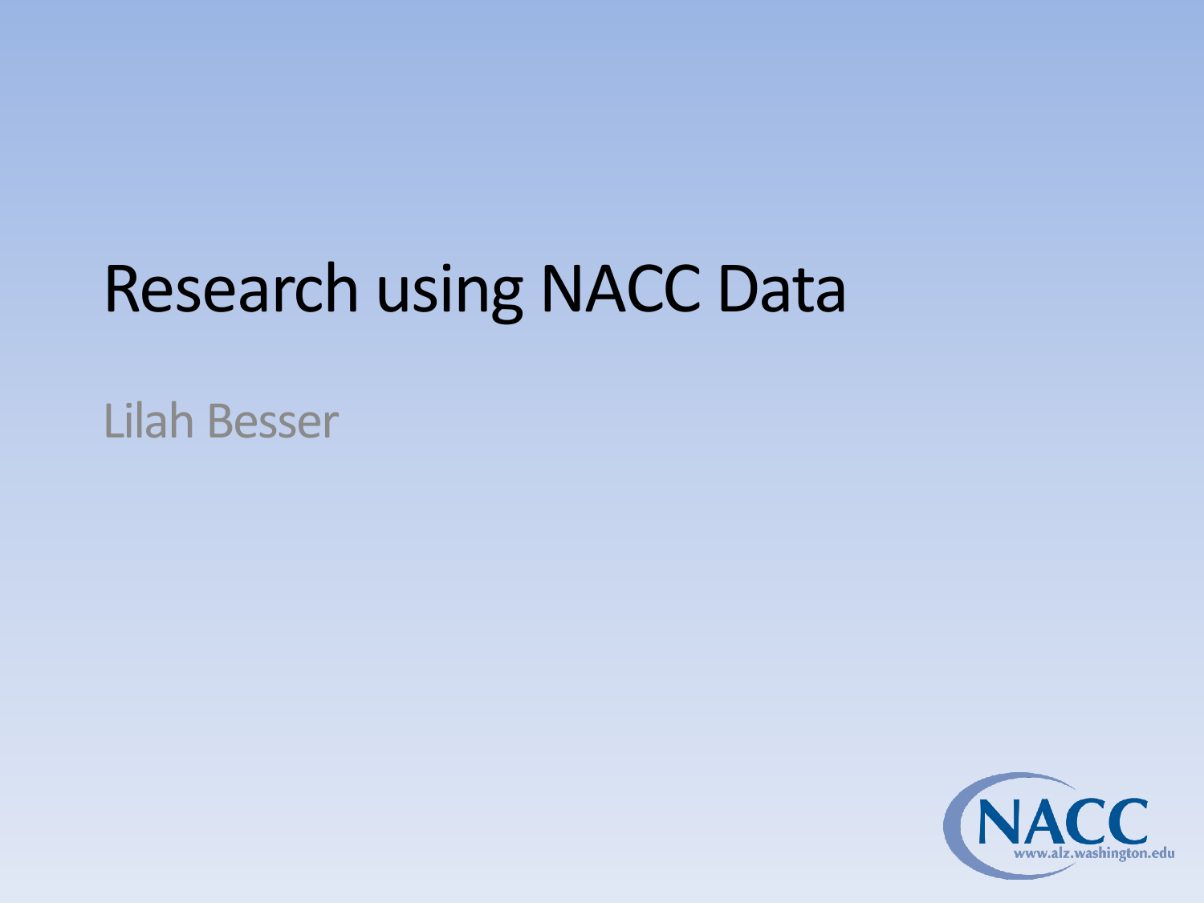# Research using NACC Data

Lilah Besser

NACC
www.alz.washington.edu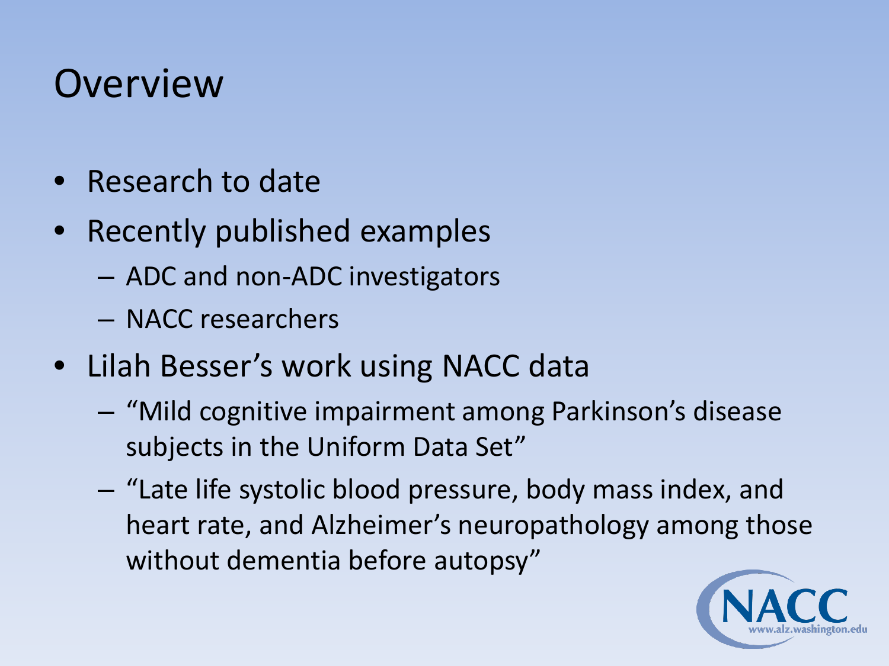# Overview

- Research to date
- Recently published examples
  - ADC and non-ADC investigators
  - NACC researchers
- Lilah Besser's work using NACC data
  - "Mild cognitive impairment among Parkinson's disease subjects in the Uniform Data Set"
  - "Late life systolic blood pressure, body mass index, and heart rate, and Alzheimer's neuropathology among those without dementia before autopsy"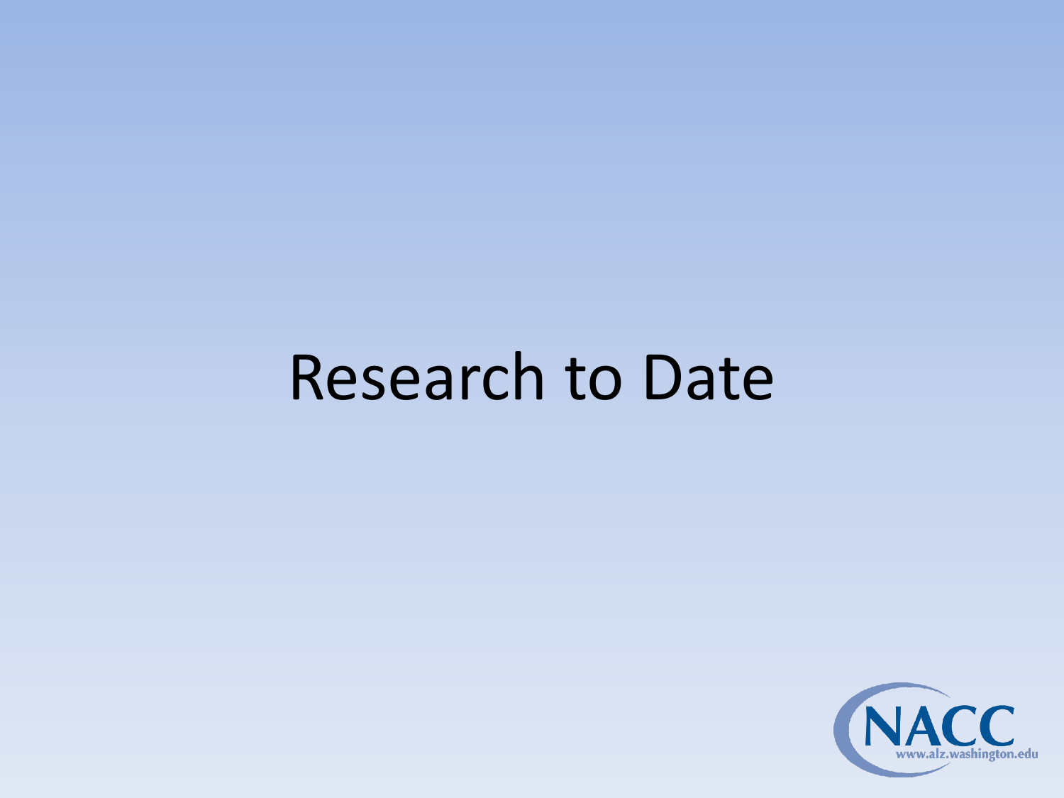# Research to Date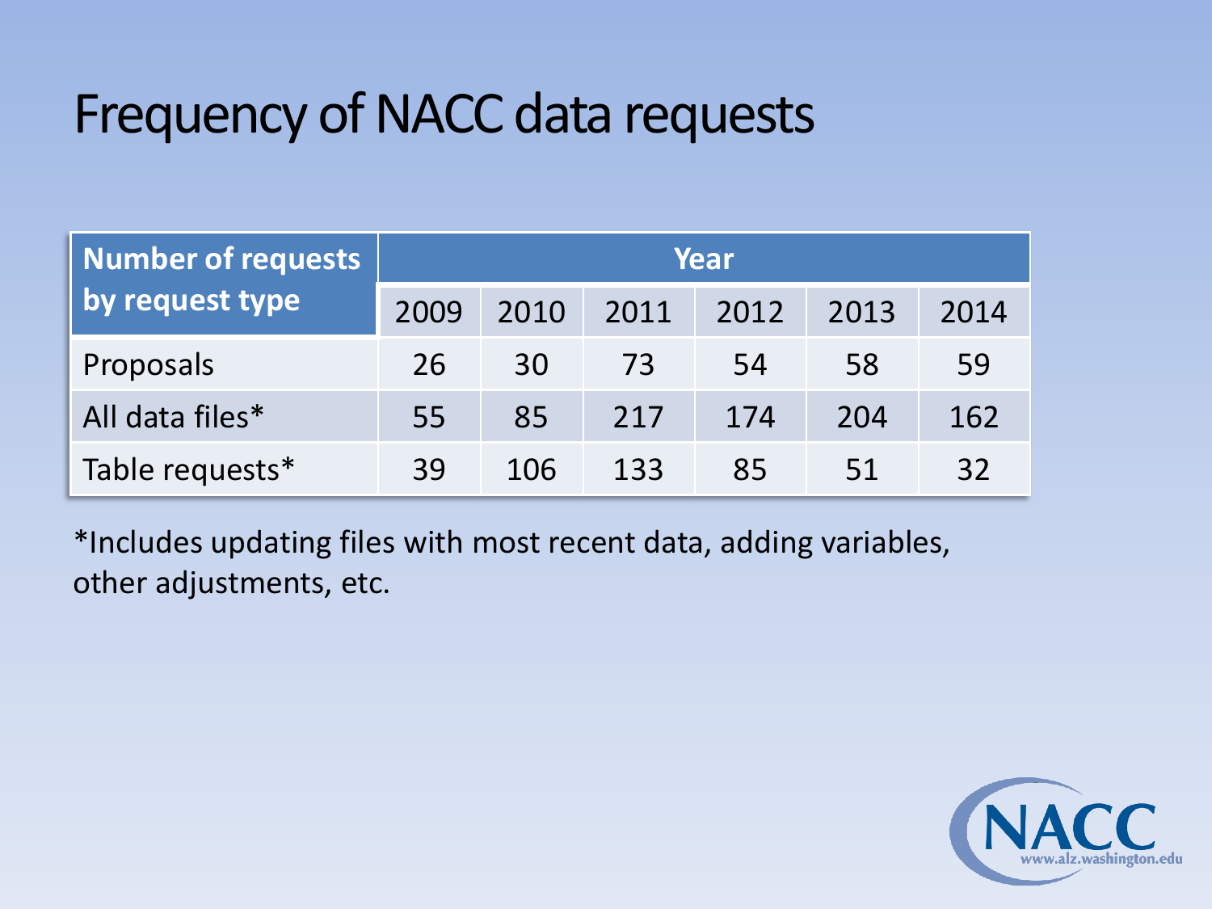# Frequency of NACC data requests

| Number of requests by request type | Year | | | | | |
|---|---|---|---|---|---|---|
| | 2009 | 2010 | 2011 | 2012 | 2013 | 2014 |
| Proposals | 26 | 30 | 73 | 54 | 58 | 59 |
| All data files* | 55 | 85 | 217 | 174 | 204 | 162 |
| Table requests* | 39 | 106 | 133 | 85 | 51 | 32 |

*Includes updating files with most recent data, adding variables, other adjustments, etc.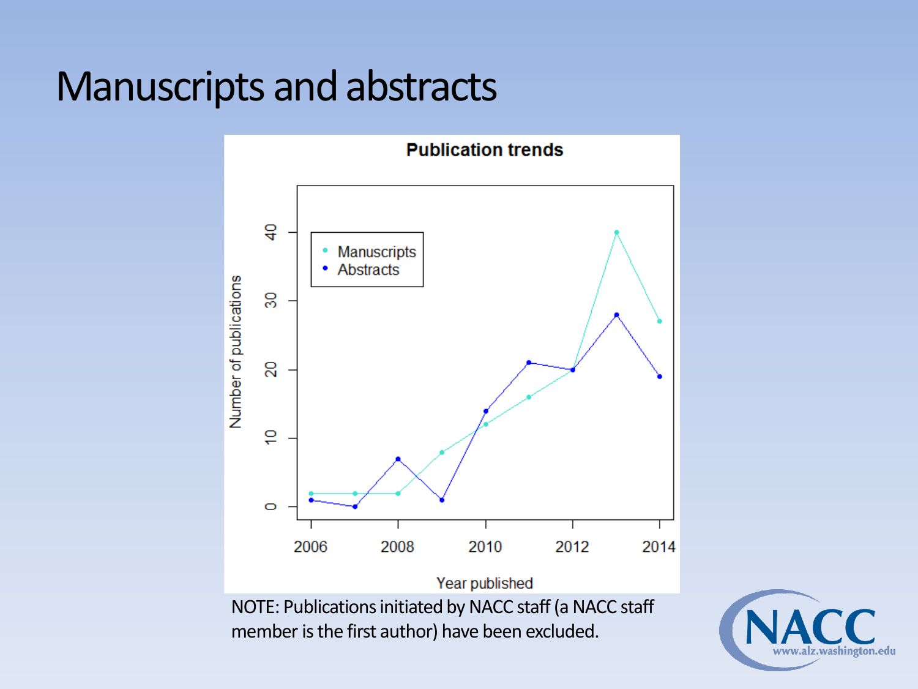# Manuscripts and abstracts

**Publication trends**

| Year published | Manuscripts | Abstracts |
|---|---|---|
| 2006 | 2 | 1 |
| 2007 | 2 | 0 |
| 2008 | 2 | 7 |
| 2009 | 8 | 1 |
| 2010 | 12 | 14 |
| 2011 | 16 | 21 |
| 2012 | 20 | 20 |
| 2013 | 40 | 28 |
| 2014 | 27 | 19 |

NOTE: Publications initiated by NACC staff (a NACC staff member is the first author) have been excluded.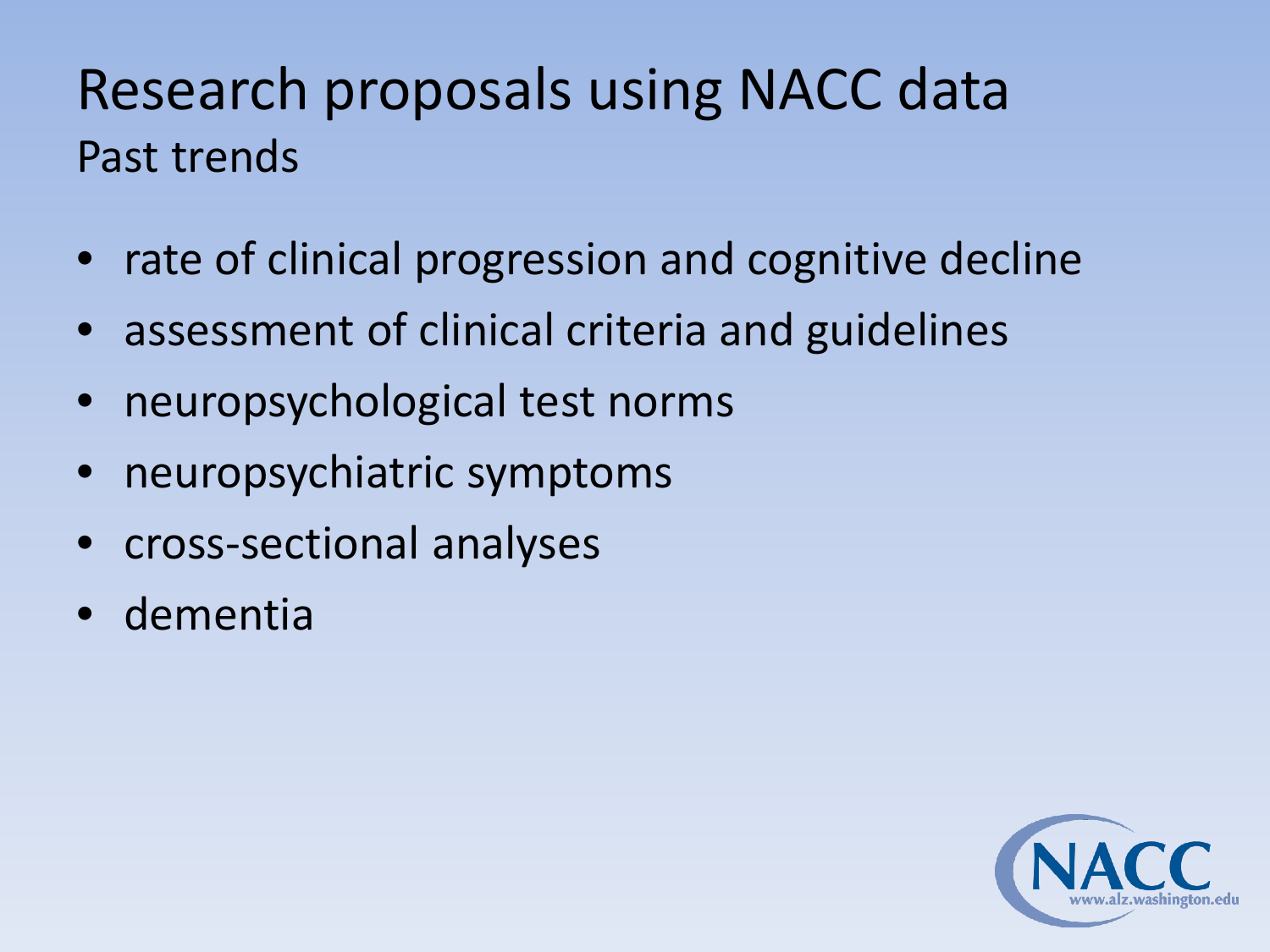# Research proposals using NACC data

## Past trends

- rate of clinical progression and cognitive decline
- assessment of clinical criteria and guidelines
- neuropsychological test norms
- neuropsychiatric symptoms
- cross-sectional analyses
- dementia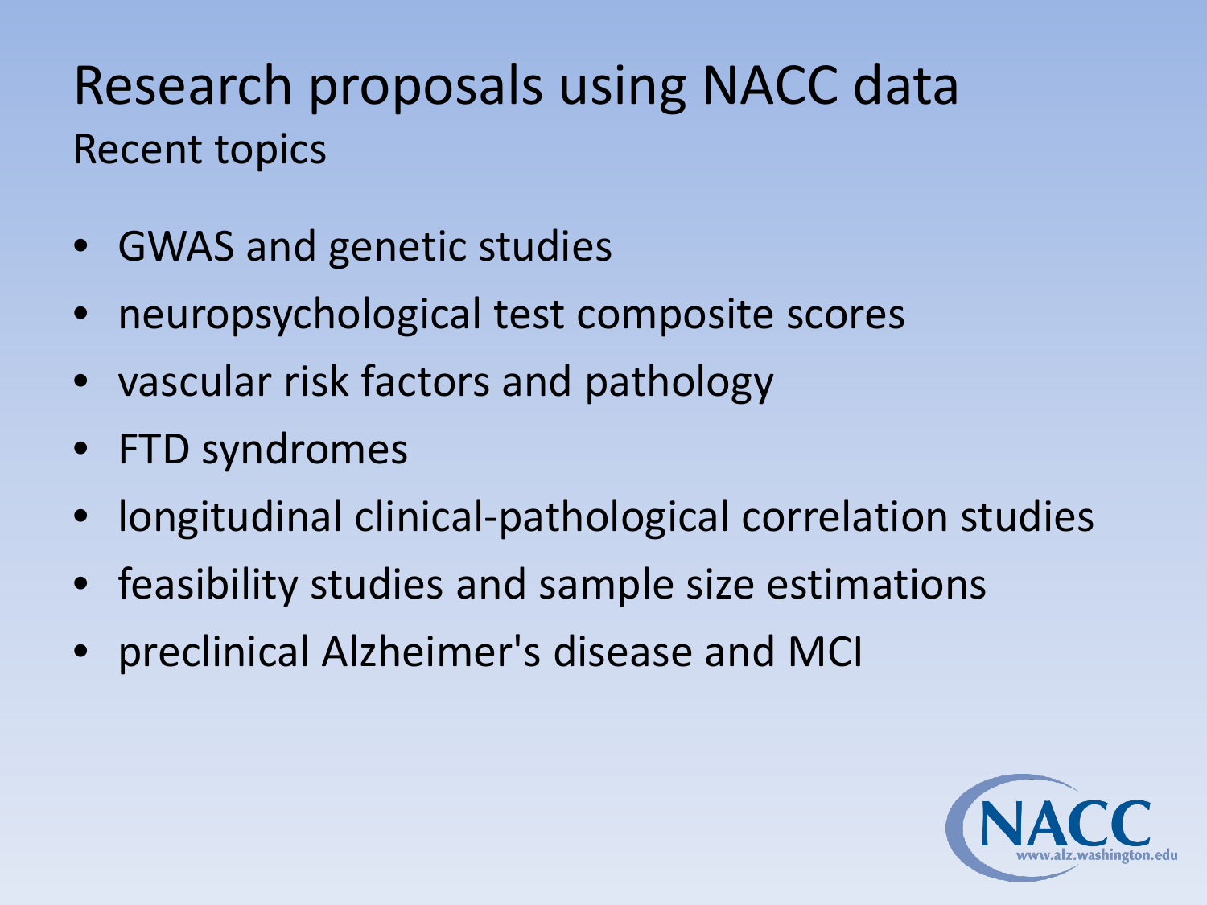# Research proposals using NACC data

## Recent topics

- GWAS and genetic studies
- neuropsychological test composite scores
- vascular risk factors and pathology
- FTD syndromes
- longitudinal clinical-pathological correlation studies
- feasibility studies and sample size estimations
- preclinical Alzheimer's disease and MCI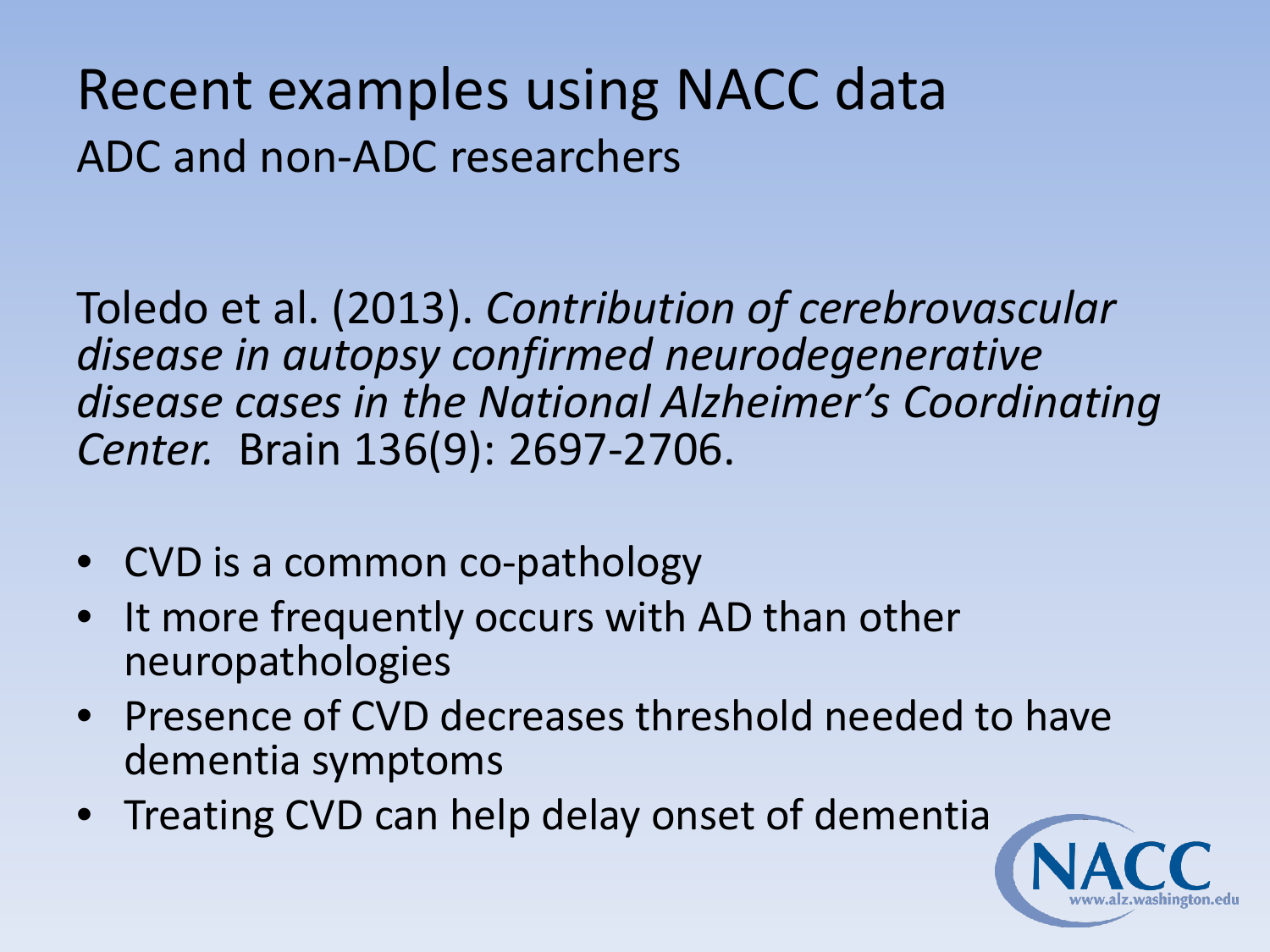# Recent examples using NACC data

## ADC and non-ADC researchers

Toledo et al. (2013). *Contribution of cerebrovascular disease in autopsy confirmed neurodegenerative disease cases in the National Alzheimer's Coordinating Center.* Brain 136(9): 2697-2706.

- CVD is a common co-pathology
- It more frequently occurs with AD than other neuropathologies
- Presence of CVD decreases threshold needed to have dementia symptoms
- Treating CVD can help delay onset of dementia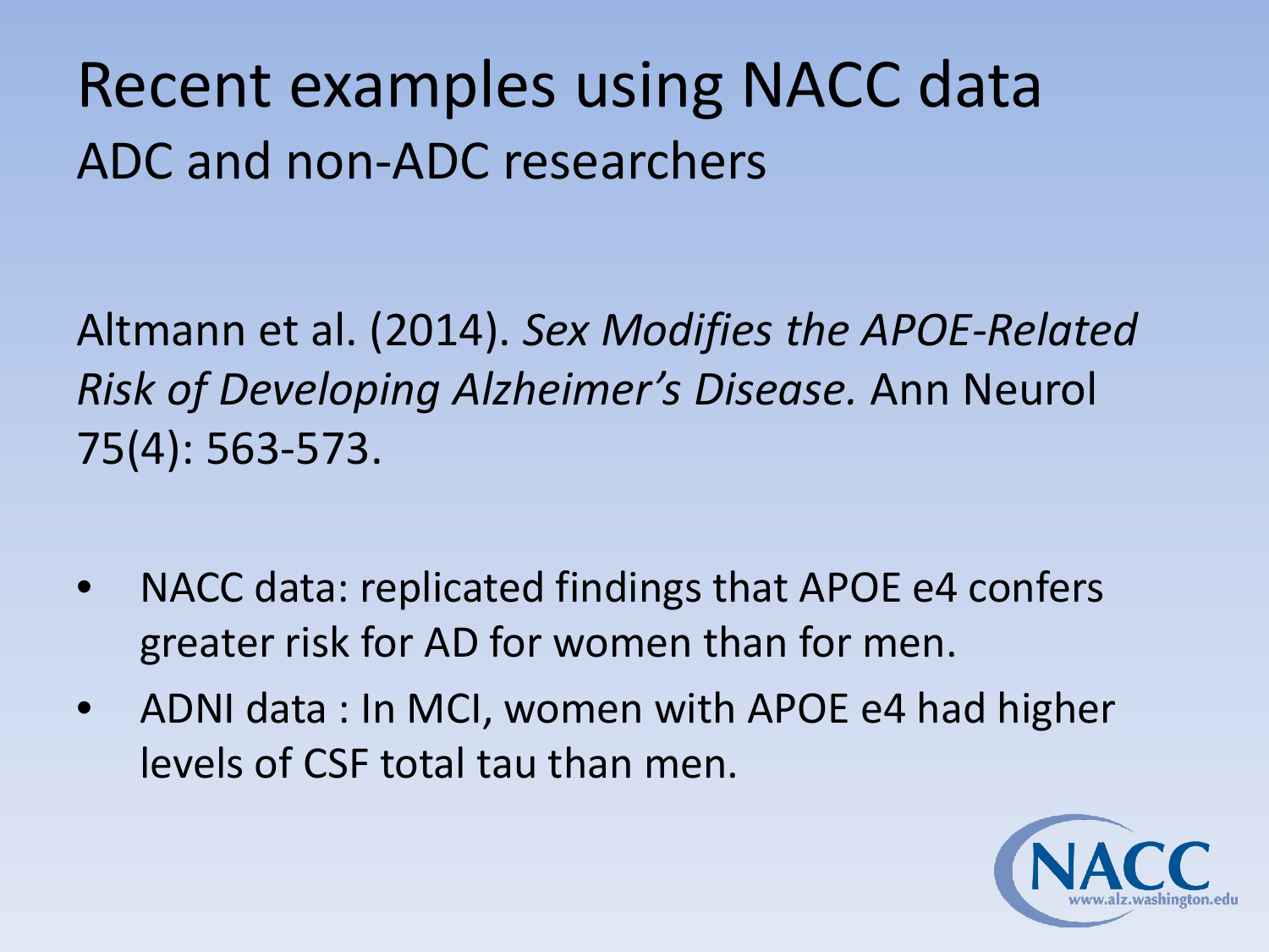# Recent examples using NACC data

## ADC and non-ADC researchers

Altmann et al. (2014). *Sex Modifies the APOE-Related Risk of Developing Alzheimer's Disease.* Ann Neurol 75(4): 563-573.

- NACC data: replicated findings that APOE e4 confers greater risk for AD for women than for men.
- ADNI data : In MCI, women with APOE e4 had higher levels of CSF total tau than men.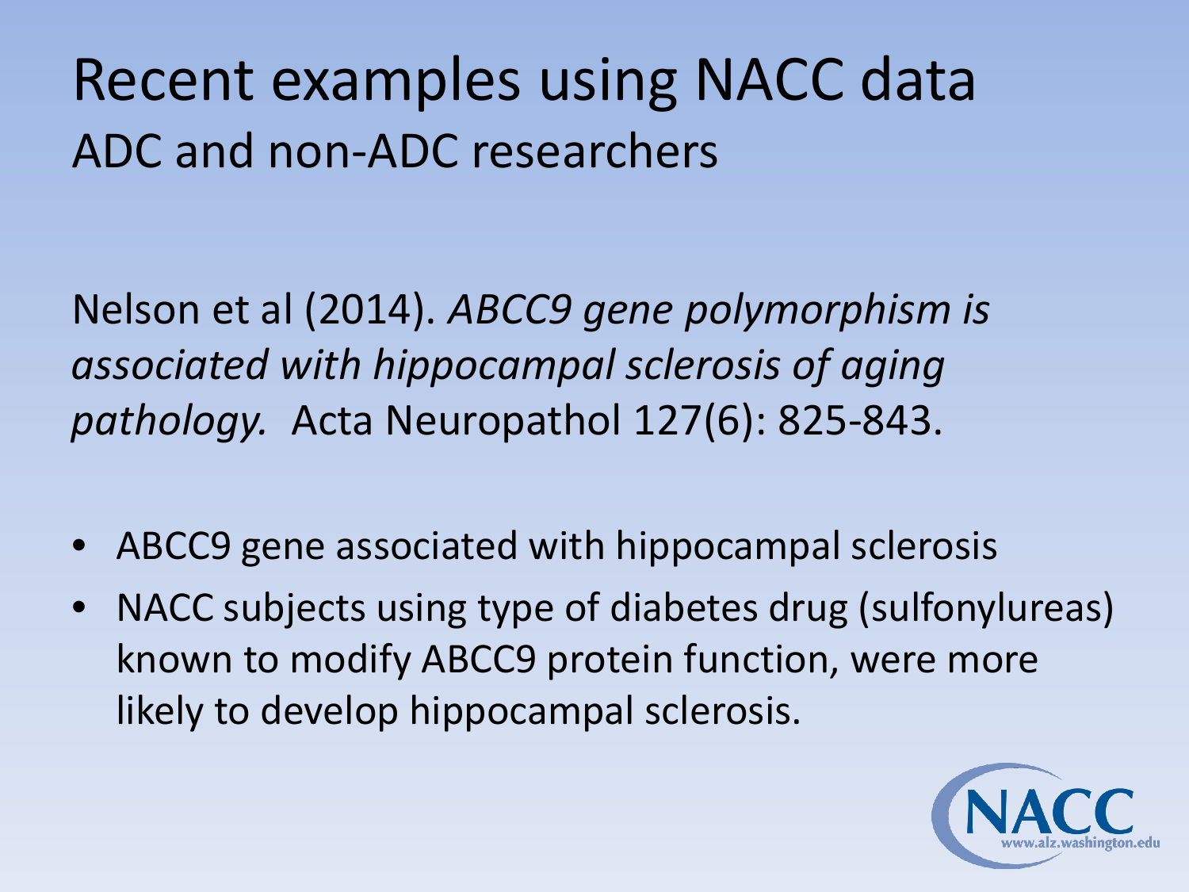# Recent examples using NACC data

## ADC and non-ADC researchers

Nelson et al (2014). *ABCC9 gene polymorphism is associated with hippocampal sclerosis of aging pathology.* Acta Neuropathol 127(6): 825-843.

- ABCC9 gene associated with hippocampal sclerosis
- NACC subjects using type of diabetes drug (sulfonylureas) known to modify ABCC9 protein function, were more likely to develop hippocampal sclerosis.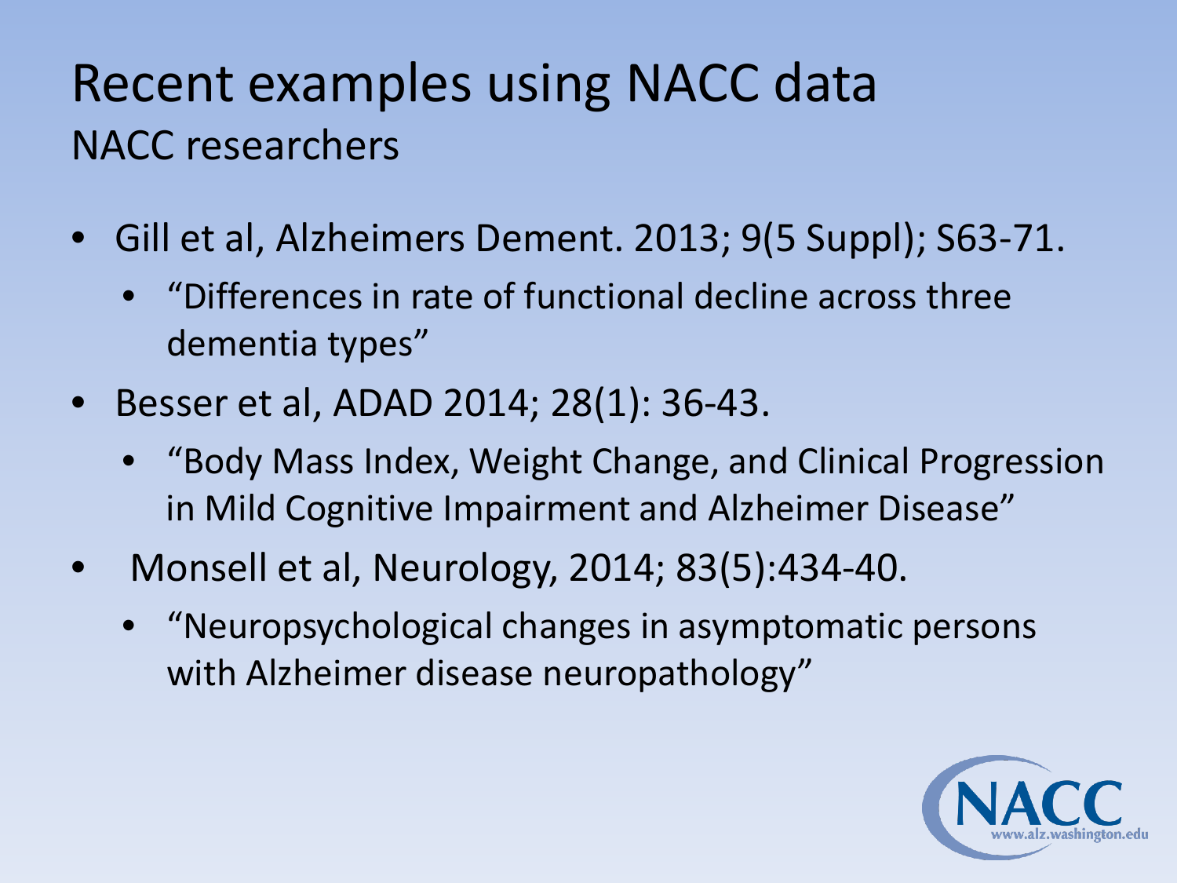# Recent examples using NACC data

## NACC researchers

- Gill et al, Alzheimers Dement. 2013; 9(5 Suppl); S63-71.
  - "Differences in rate of functional decline across three dementia types"
- Besser et al, ADAD 2014; 28(1): 36-43.
  - "Body Mass Index, Weight Change, and Clinical Progression in Mild Cognitive Impairment and Alzheimer Disease"
- Monsell et al, Neurology, 2014; 83(5):434-40.
  - "Neuropsychological changes in asymptomatic persons with Alzheimer disease neuropathology"

NACC
www.alz.washington.edu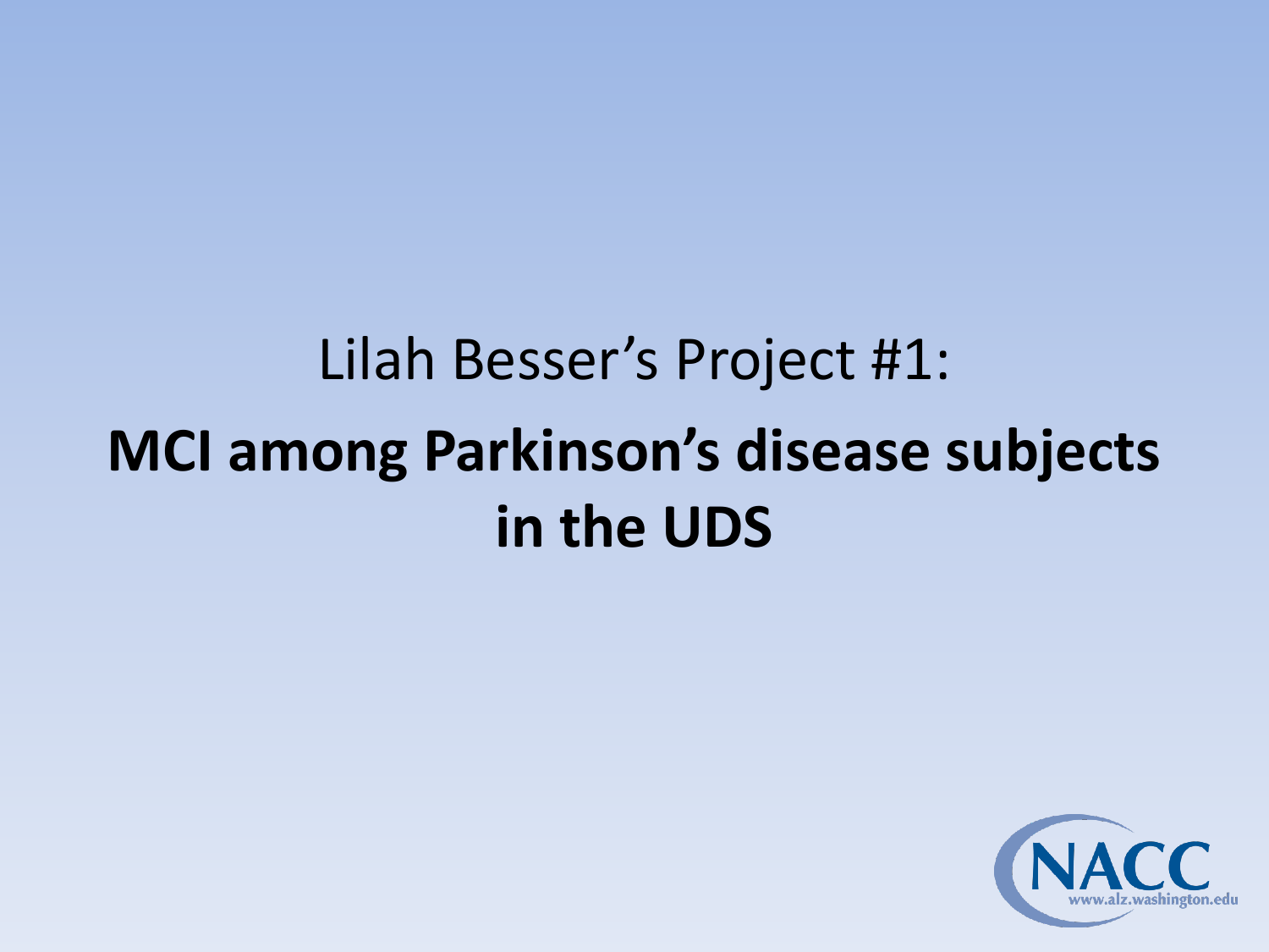Lilah Besser's Project #1:

# MCI among Parkinson's disease subjects in the UDS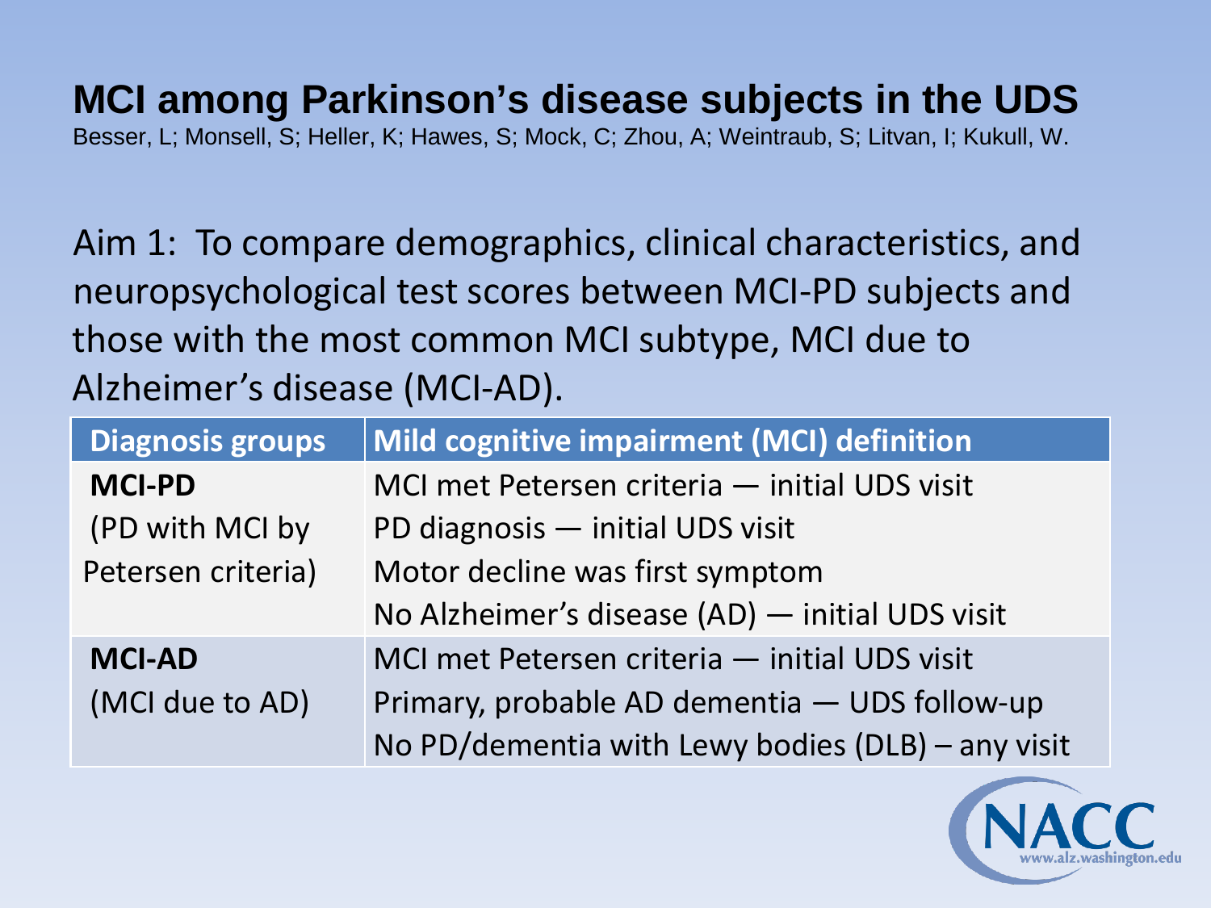# MCI among Parkinson's disease subjects in the UDS

Besser, L; Monsell, S; Heller, K; Hawes, S; Mock, C; Zhou, A; Weintraub, S; Litvan, I; Kukull, W.

Aim 1: To compare demographics, clinical characteristics, and neuropsychological test scores between MCI-PD subjects and those with the most common MCI subtype, MCI due to Alzheimer's disease (MCI-AD).

| Diagnosis groups | Mild cognitive impairment (MCI) definition |
|---|---|
| **MCI-PD** (PD with MCI by Petersen criteria) | MCI met Petersen criteria — initial UDS visit<br>PD diagnosis — initial UDS visit<br>Motor decline was first symptom<br>No Alzheimer's disease (AD) — initial UDS visit |
| **MCI-AD** (MCI due to AD) | MCI met Petersen criteria — initial UDS visit<br>Primary, probable AD dementia — UDS follow-up<br>No PD/dementia with Lewy bodies (DLB) – any visit |

NACC www.alz.washington.edu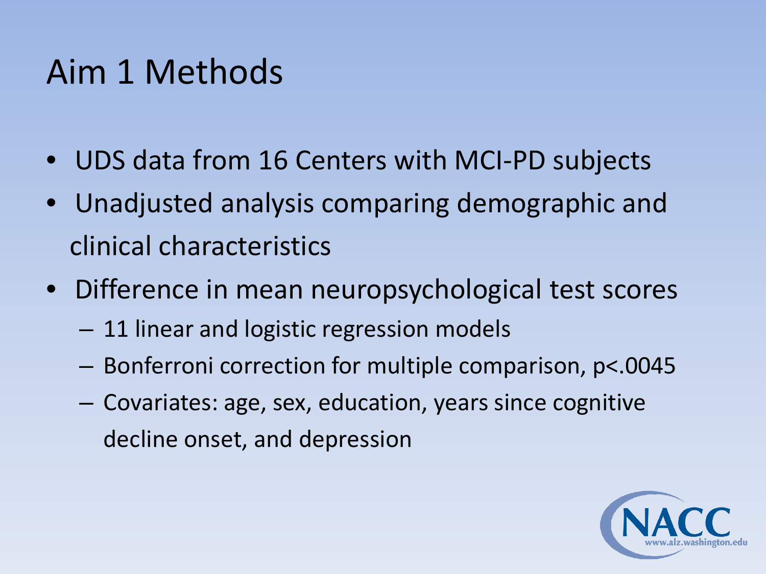# Aim 1 Methods

- UDS data from 16 Centers with MCI-PD subjects
- Unadjusted analysis comparing demographic and clinical characteristics
- Difference in mean neuropsychological test scores
  - 11 linear and logistic regression models
  - Bonferroni correction for multiple comparison, $p<.0045$
  - Covariates: age, sex, education, years since cognitive decline onset, and depression

NACC
www.alz.washington.edu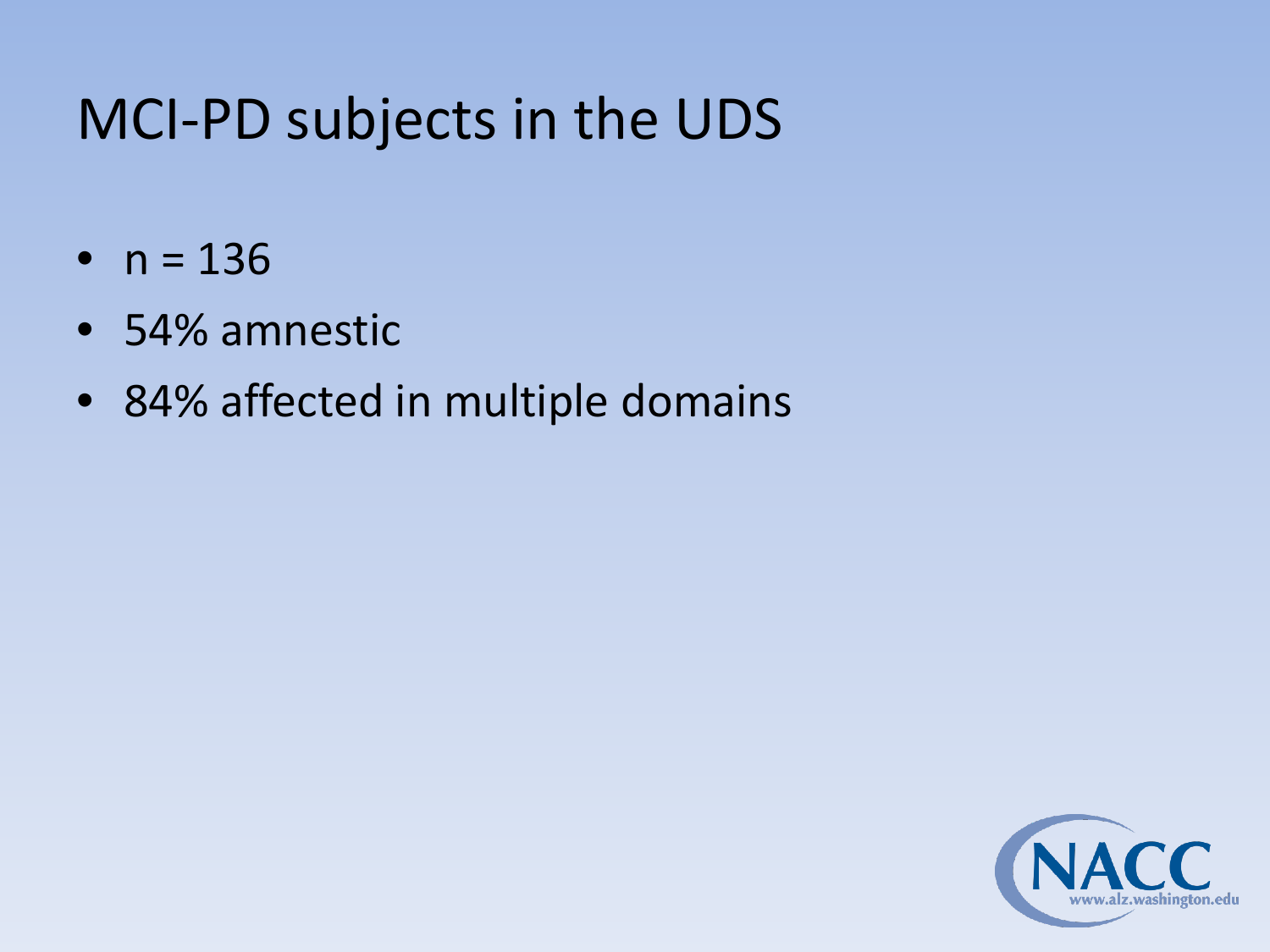# MCI-PD subjects in the UDS

- n = 136
- 54% amnestic
- 84% affected in multiple domains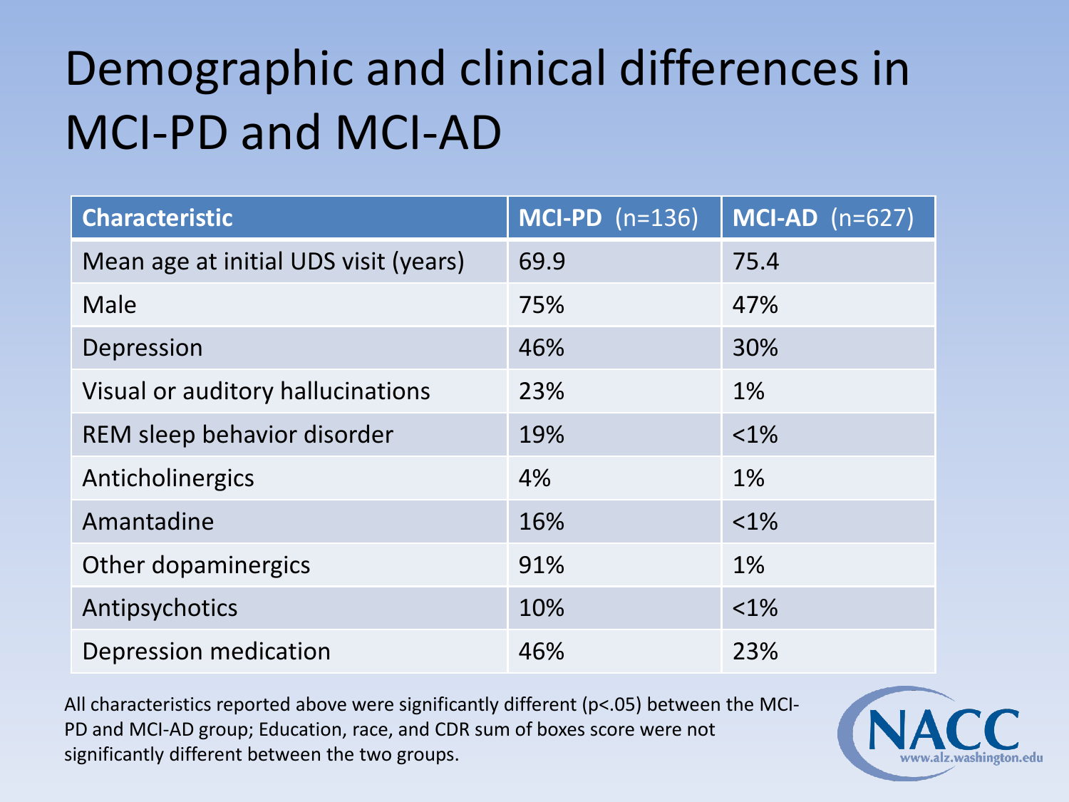# Demographic and clinical differences in MCI-PD and MCI-AD

| Characteristic | MCI-PD (n=136) | MCI-AD (n=627) |
| --- | --- | --- |
| Mean age at initial UDS visit (years) | 69.9 | 75.4 |
| Male | 75% | 47% |
| Depression | 46% | 30% |
| Visual or auditory hallucinations | 23% | 1% |
| REM sleep behavior disorder | 19% | <1% |
| Anticholinergics | 4% | 1% |
| Amantadine | 16% | <1% |
| Other dopaminergics | 91% | 1% |
| Antipsychotics | 10% | <1% |
| Depression medication | 46% | 23% |

All characteristics reported above were significantly different ($p<.05$) between the MCI-PD and MCI-AD group; Education, race, and CDR sum of boxes score were not significantly different between the two groups.

NACC www.alz.washington.edu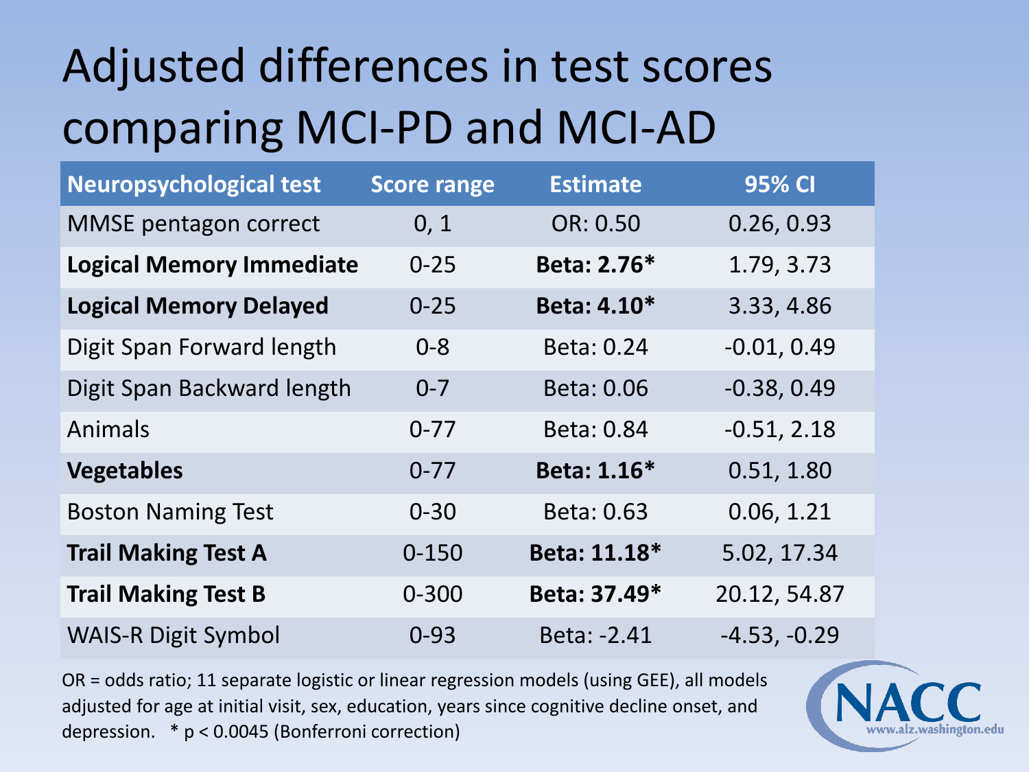# Adjusted differences in test scores comparing MCI-PD and MCI-AD

| Neuropsychological test | Score range | Estimate | 95% CI |
|---|---|---|---|
| MMSE pentagon correct | 0, 1 | OR: 0.50 | 0.26, 0.93 |
| **Logical Memory Immediate** | 0-25 | **Beta: 2.76*** | 1.79, 3.73 |
| **Logical Memory Delayed** | 0-25 | **Beta: 4.10*** | 3.33, 4.86 |
| Digit Span Forward length | 0-8 | Beta: 0.24 | -0.01, 0.49 |
| Digit Span Backward length | 0-7 | Beta: 0.06 | -0.38, 0.49 |
| Animals | 0-77 | Beta: 0.84 | -0.51, 2.18 |
| **Vegetables** | 0-77 | **Beta: 1.16*** | 0.51, 1.80 |
| Boston Naming Test | 0-30 | Beta: 0.63 | 0.06, 1.21 |
| **Trail Making Test A** | 0-150 | **Beta: 11.18*** | 5.02, 17.34 |
| **Trail Making Test B** | 0-300 | **Beta: 37.49*** | 20.12, 54.87 |
| WAIS-R Digit Symbol | 0-93 | Beta: -2.41 | -4.53, -0.29 |

OR = odds ratio; 11 separate logistic or linear regression models (using GEE), all models adjusted for age at initial visit, sex, education, years since cognitive decline onset, and depression. * $p < 0.0045$ (Bonferroni correction)

NACC www.alz.washington.edu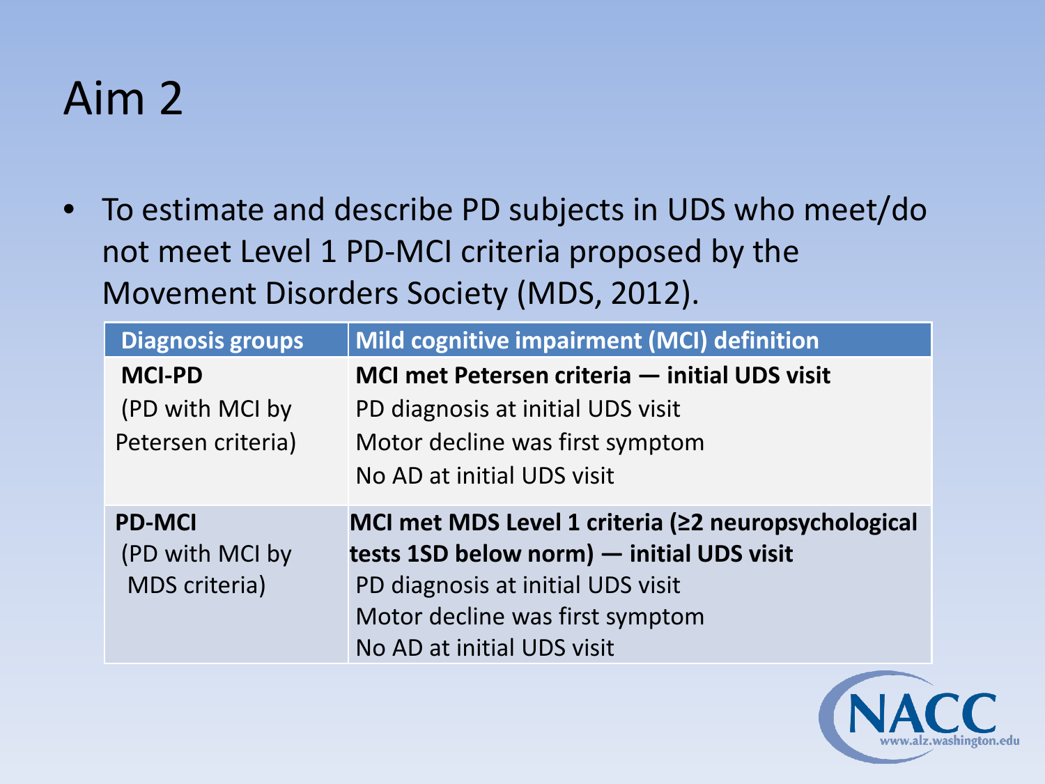# Aim 2

- To estimate and describe PD subjects in UDS who meet/do not meet Level 1 PD-MCI criteria proposed by the Movement Disorders Society (MDS, 2012).

| Diagnosis groups | Mild cognitive impairment (MCI) definition |
|---|---|
| **MCI-PD**<br>(PD with MCI by Petersen criteria) | **MCI met Petersen criteria — initial UDS visit**<br>PD diagnosis at initial UDS visit<br>Motor decline was first symptom<br>No AD at initial UDS visit |
| **PD-MCI**<br>(PD with MCI by MDS criteria) | **MCI met MDS Level 1 criteria (≥2 neuropsychological tests 1SD below norm) — initial UDS visit**<br>PD diagnosis at initial UDS visit<br>Motor decline was first symptom<br>No AD at initial UDS visit |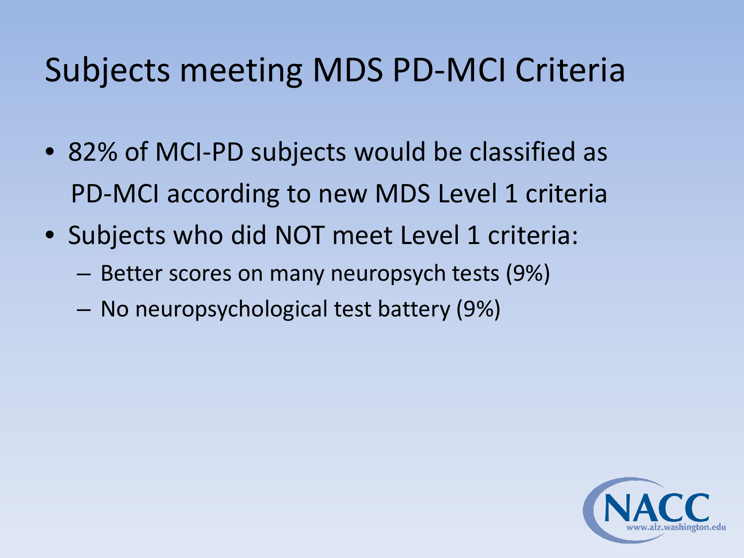# Subjects meeting MDS PD-MCI Criteria

- 82% of MCI-PD subjects would be classified as PD-MCI according to new MDS Level 1 criteria
- Subjects who did NOT meet Level 1 criteria:
  - Better scores on many neuropsych tests (9%)
  - No neuropsychological test battery (9%)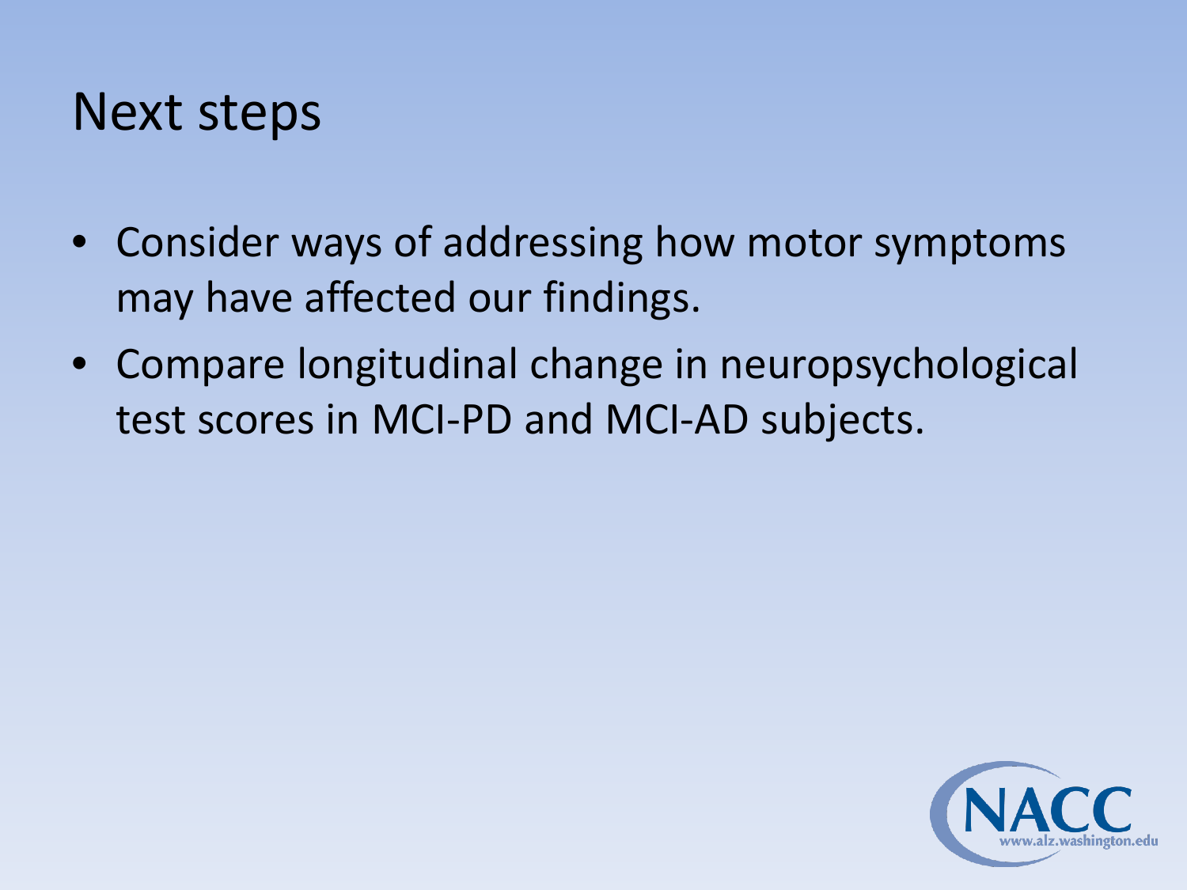# Next steps

- Consider ways of addressing how motor symptoms may have affected our findings.
- Compare longitudinal change in neuropsychological test scores in MCI-PD and MCI-AD subjects.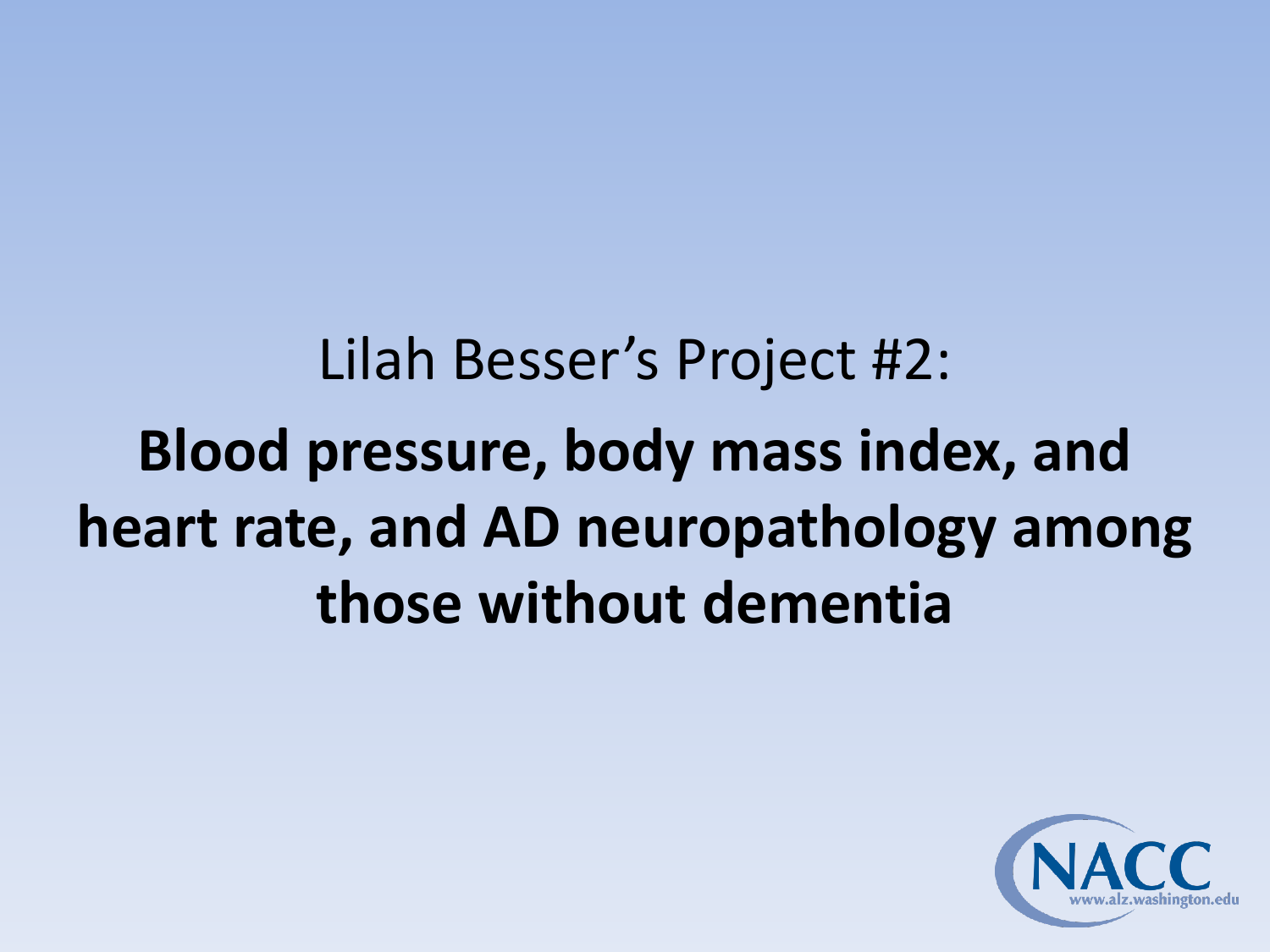Lilah Besser’s Project #2:

# Blood pressure, body mass index, and heart rate, and AD neuropathology among those without dementia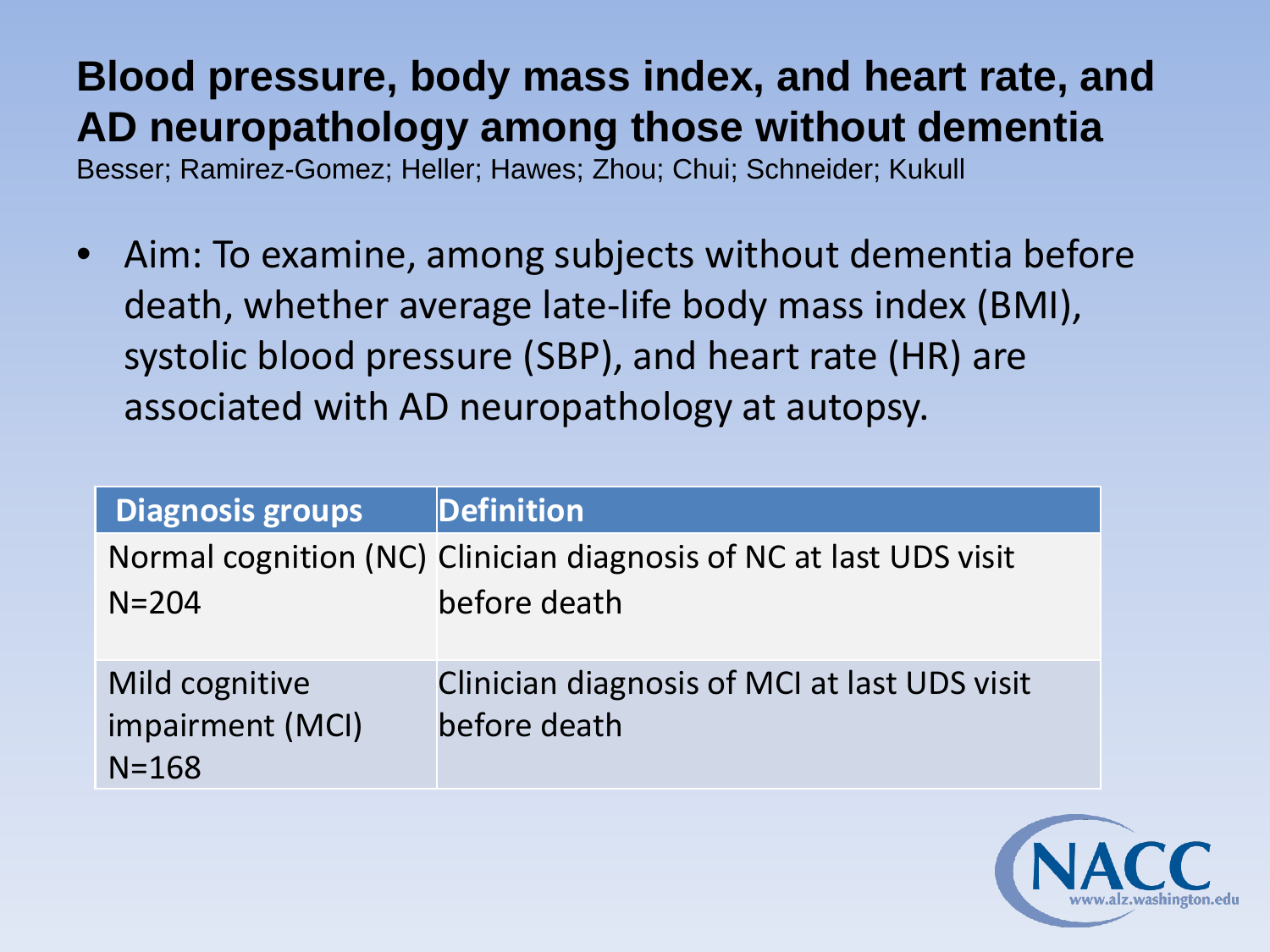# Blood pressure, body mass index, and heart rate, and AD neuropathology among those without dementia

Besser; Ramirez-Gomez; Heller; Hawes; Zhou; Chui; Schneider; Kukull

- Aim: To examine, among subjects without dementia before death, whether average late-life body mass index (BMI), systolic blood pressure (SBP), and heart rate (HR) are associated with AD neuropathology at autopsy.

| Diagnosis groups | Definition |
| --- | --- |
| Normal cognition (NC) N=204 | Clinician diagnosis of NC at last UDS visit before death |
| Mild cognitive impairment (MCI) N=168 | Clinician diagnosis of MCI at last UDS visit before death |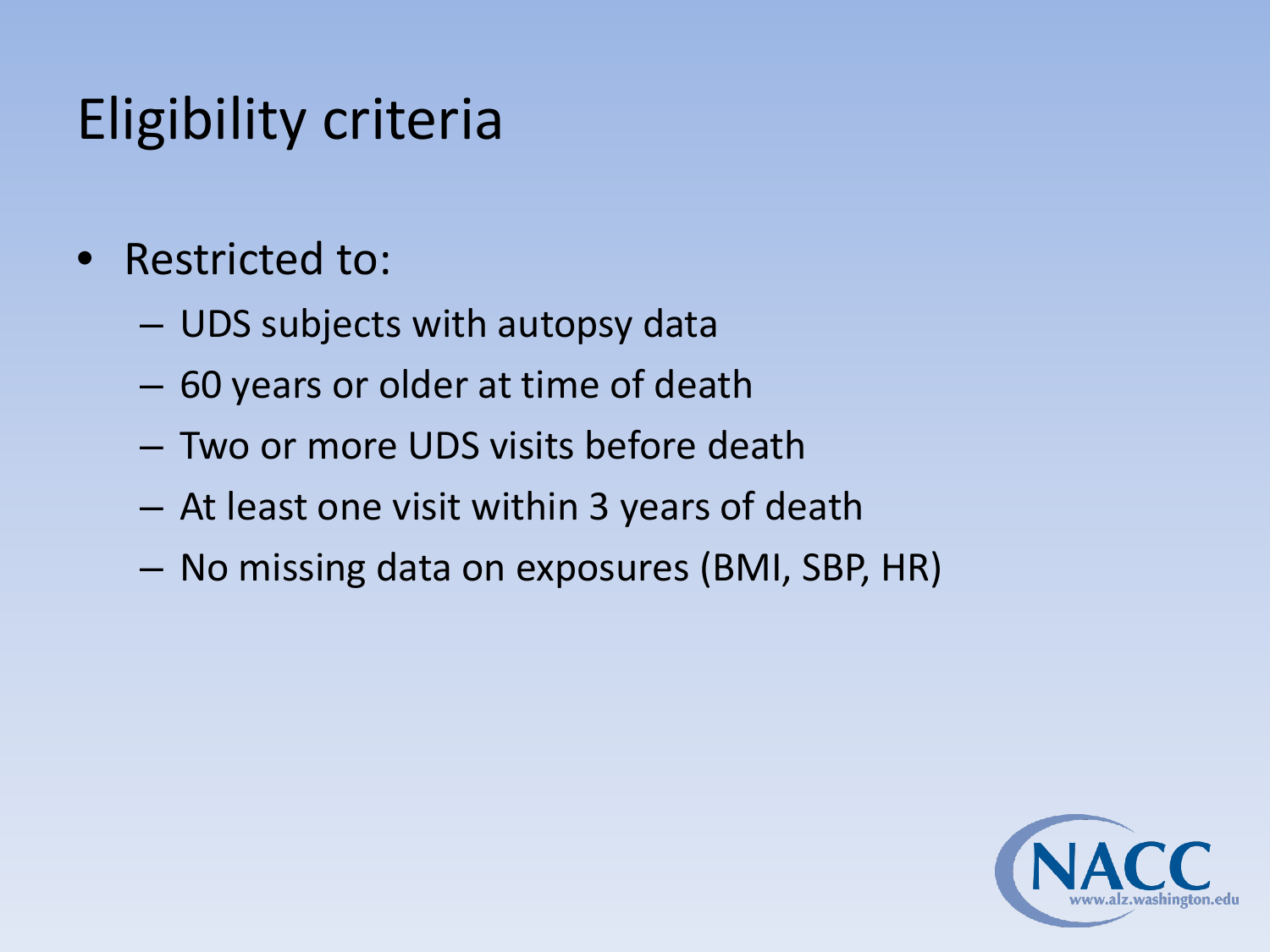# Eligibility criteria

- Restricted to:
  - UDS subjects with autopsy data
  - 60 years or older at time of death
  - Two or more UDS visits before death
  - At least one visit within 3 years of death
  - No missing data on exposures (BMI, SBP, HR)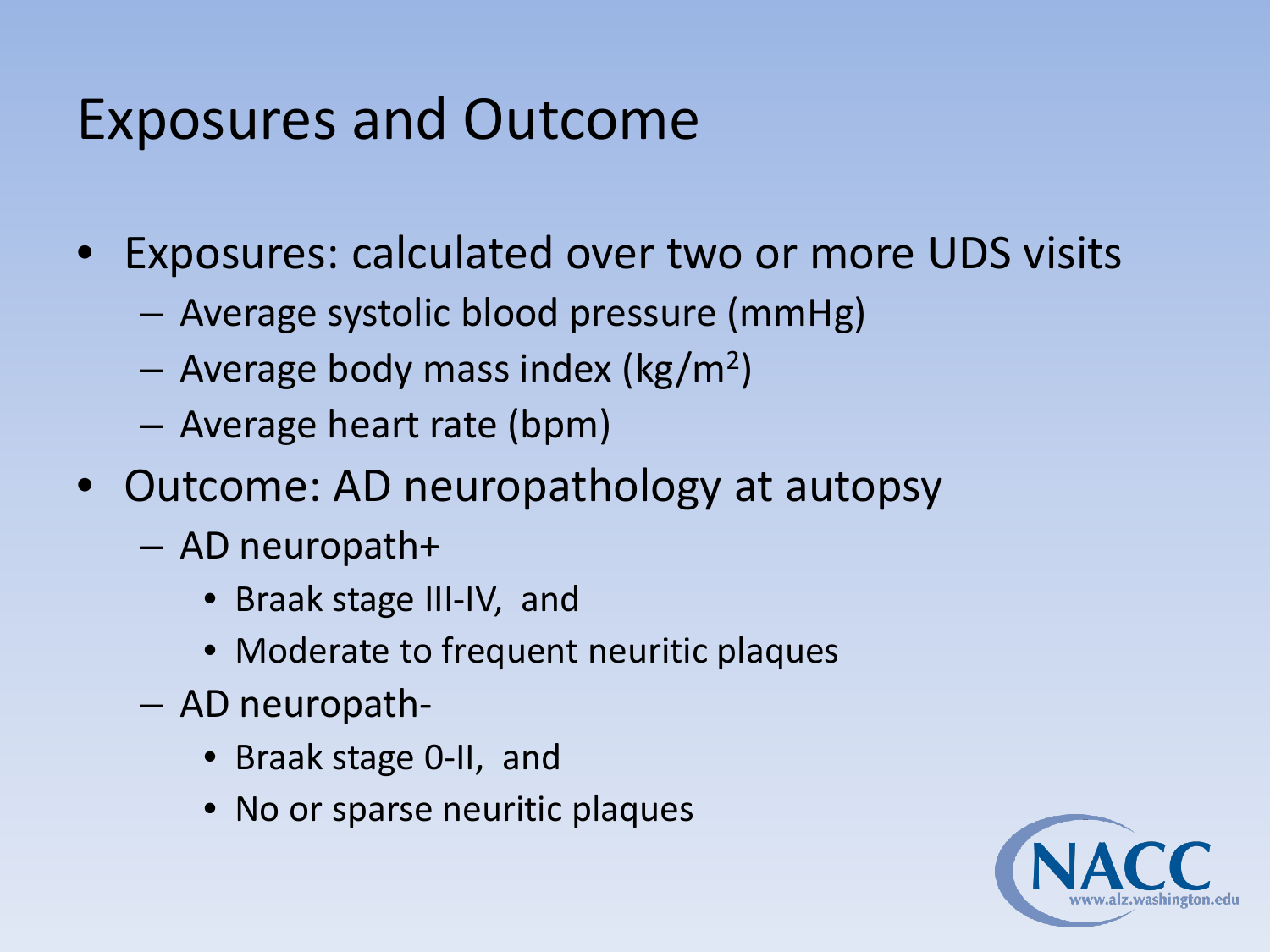# Exposures and Outcome

- Exposures: calculated over two or more UDS visits
  - Average systolic blood pressure (mmHg)
  - Average body mass index ($kg/m^2$)
  - Average heart rate (bpm)
- Outcome: AD neuropathology at autopsy
  - AD neuropath+
    - Braak stage III-IV, and
    - Moderate to frequent neuritic plaques
  - AD neuropath-
    - Braak stage 0-II, and
    - No or sparse neuritic plaques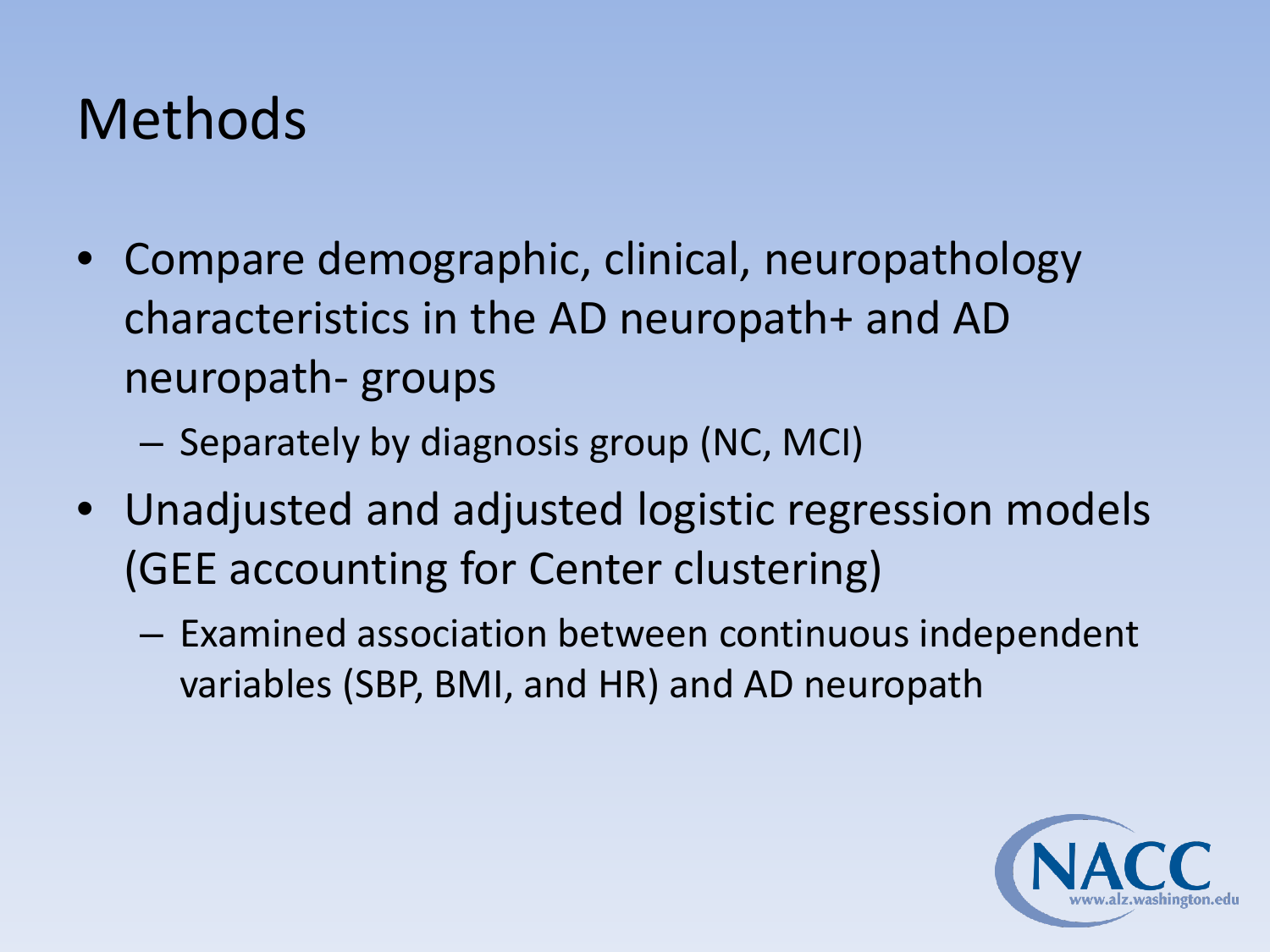# Methods

- Compare demographic, clinical, neuropathology characteristics in the AD neuropath+ and AD neuropath- groups
  - Separately by diagnosis group (NC, MCI)
- Unadjusted and adjusted logistic regression models (GEE accounting for Center clustering)
  - Examined association between continuous independent variables (SBP, BMI, and HR) and AD neuropath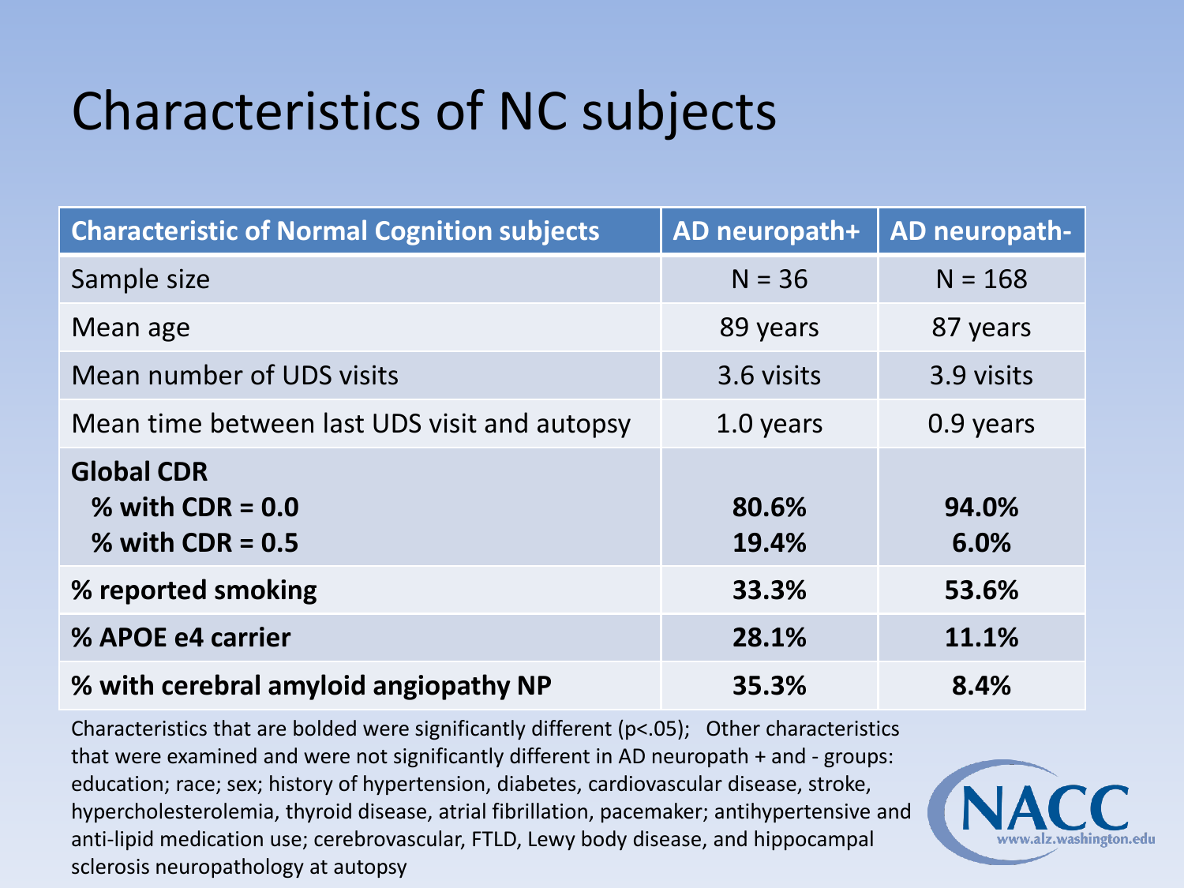# Characteristics of NC subjects

| Characteristic of Normal Cognition subjects | AD neuropath+ | AD neuropath- |
|---|---|---|
| Sample size | N = 36 | N = 168 |
| Mean age | 89 years | 87 years |
| Mean number of UDS visits | 3.6 visits | 3.9 visits |
| Mean time between last UDS visit and autopsy | 1.0 years | 0.9 years |
| **Global CDR** | | |
| **% with CDR = 0.0** | **80.6%** | **94.0%** |
| **% with CDR = 0.5** | **19.4%** | **6.0%** |
| **% reported smoking** | **33.3%** | **53.6%** |
| **% APOE e4 carrier** | **28.1%** | **11.1%** |
| **% with cerebral amyloid angiopathy NP** | **35.3%** | **8.4%** |

Characteristics that are bolded were significantly different (p<.05); Other characteristics that were examined and were not significantly different in AD neuropath + and - groups: education; race; sex; history of hypertension, diabetes, cardiovascular disease, stroke, hypercholesterolemia, thyroid disease, atrial fibrillation, pacemaker; antihypertensive and anti-lipid medication use; cerebrovascular, FTLD, Lewy body disease, and hippocampal sclerosis neuropathology at autopsy

NACC www.alz.washington.edu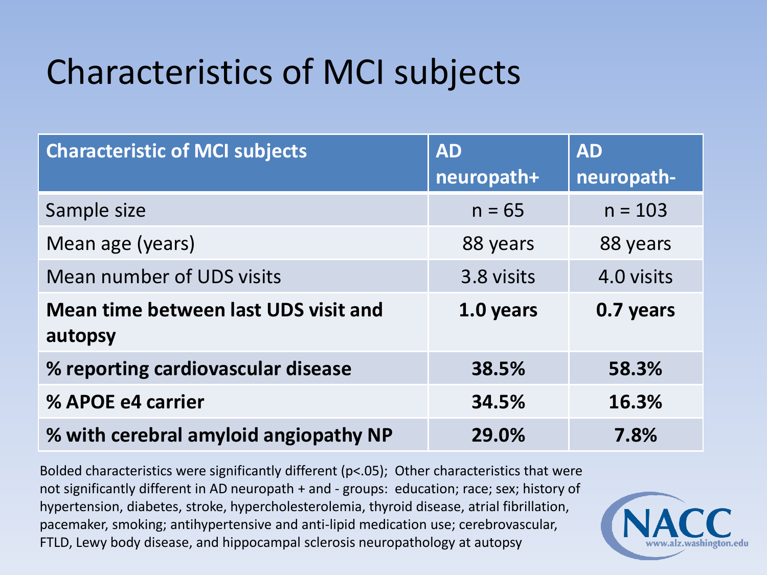# Characteristics of MCI subjects

| Characteristic of MCI subjects | AD neuropath+ | AD neuropath- |
|---|---|---|
| Sample size | n = 65 | n = 103 |
| Mean age (years) | 88 years | 88 years |
| Mean number of UDS visits | 3.8 visits | 4.0 visits |
| **Mean time between last UDS visit and autopsy** | **1.0 years** | **0.7 years** |
| **% reporting cardiovascular disease** | **38.5%** | **58.3%** |
| **% APOE e4 carrier** | **34.5%** | **16.3%** |
| **% with cerebral amyloid angiopathy NP** | **29.0%** | **7.8%** |

Bolded characteristics were significantly different (p<.05); Other characteristics that were not significantly different in AD neuropath + and - groups: education; race; sex; history of hypertension, diabetes, stroke, hypercholesterolemia, thyroid disease, atrial fibrillation, pacemaker, smoking; antihypertensive and anti-lipid medication use; cerebrovascular, FTLD, Lewy body disease, and hippocampal sclerosis neuropathology at autopsy

NACC www.alz.washington.edu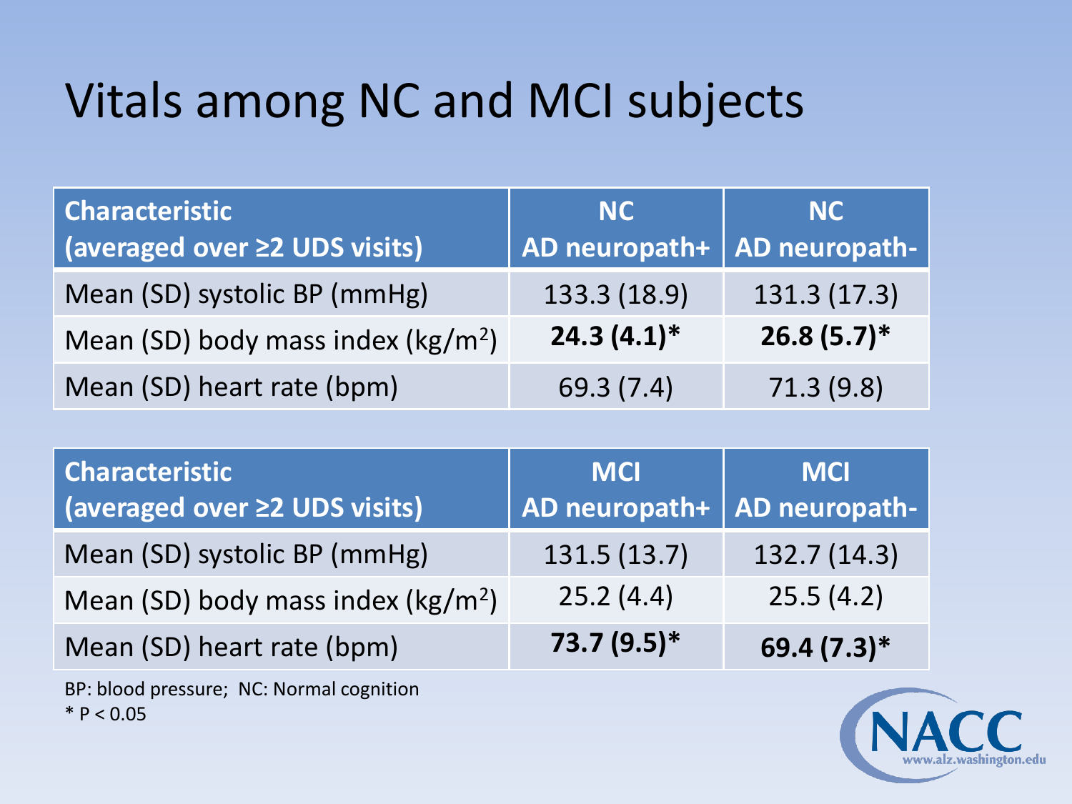# Vitals among NC and MCI subjects

| Characteristic (averaged over ≥2 UDS visits) | NC AD neuropath+ | NC AD neuropath- |
|---|---|---|
| Mean (SD) systolic BP (mmHg) | 133.3 (18.9) | 131.3 (17.3) |
| Mean (SD) body mass index (kg/m$^2$) | **24.3 (4.1)*** | **26.8 (5.7)*** |
| Mean (SD) heart rate (bpm) | 69.3 (7.4) | 71.3 (9.8) |

| Characteristic (averaged over ≥2 UDS visits) | MCI AD neuropath+ | MCI AD neuropath- |
|---|---|---|
| Mean (SD) systolic BP (mmHg) | 131.5 (13.7) | 132.7 (14.3) |
| Mean (SD) body mass index (kg/m$^2$) | 25.2 (4.4) | 25.5 (4.2) |
| Mean (SD) heart rate (bpm) | **73.7 (9.5)*** | **69.4 (7.3)*** |

BP: blood pressure; NC: Normal cognition

* $P < 0.05$

NACC www.alz.washington.edu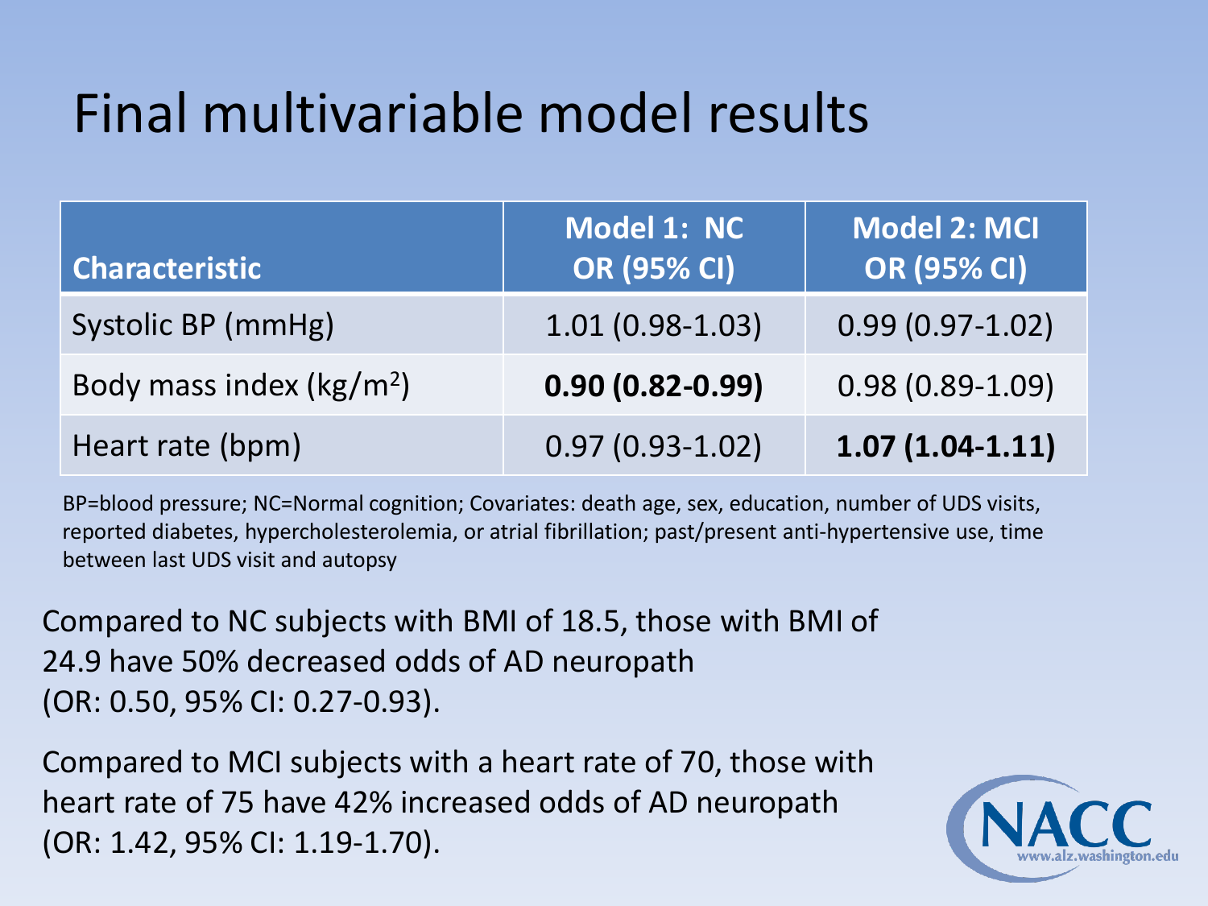# Final multivariable model results

| Characteristic | Model 1: NC OR (95% CI) | Model 2: MCI OR (95% CI) |
|---|---|---|
| Systolic BP (mmHg) | 1.01 (0.98-1.03) | 0.99 (0.97-1.02) |
| Body mass index ($kg/m^2$) | **0.90 (0.82-0.99)** | 0.98 (0.89-1.09) |
| Heart rate (bpm) | 0.97 (0.93-1.02) | **1.07 (1.04-1.11)** |

BP=blood pressure; NC=Normal cognition; Covariates: death age, sex, education, number of UDS visits, reported diabetes, hypercholesterolemia, or atrial fibrillation; past/present anti-hypertensive use, time between last UDS visit and autopsy

Compared to NC subjects with BMI of 18.5, those with BMI of 24.9 have 50% decreased odds of AD neuropath (OR: 0.50, 95% CI: 0.27-0.93).

Compared to MCI subjects with a heart rate of 70, those with heart rate of 75 have 42% increased odds of AD neuropath (OR: 1.42, 95% CI: 1.19-1.70).

NACC
www.alz.washington.edu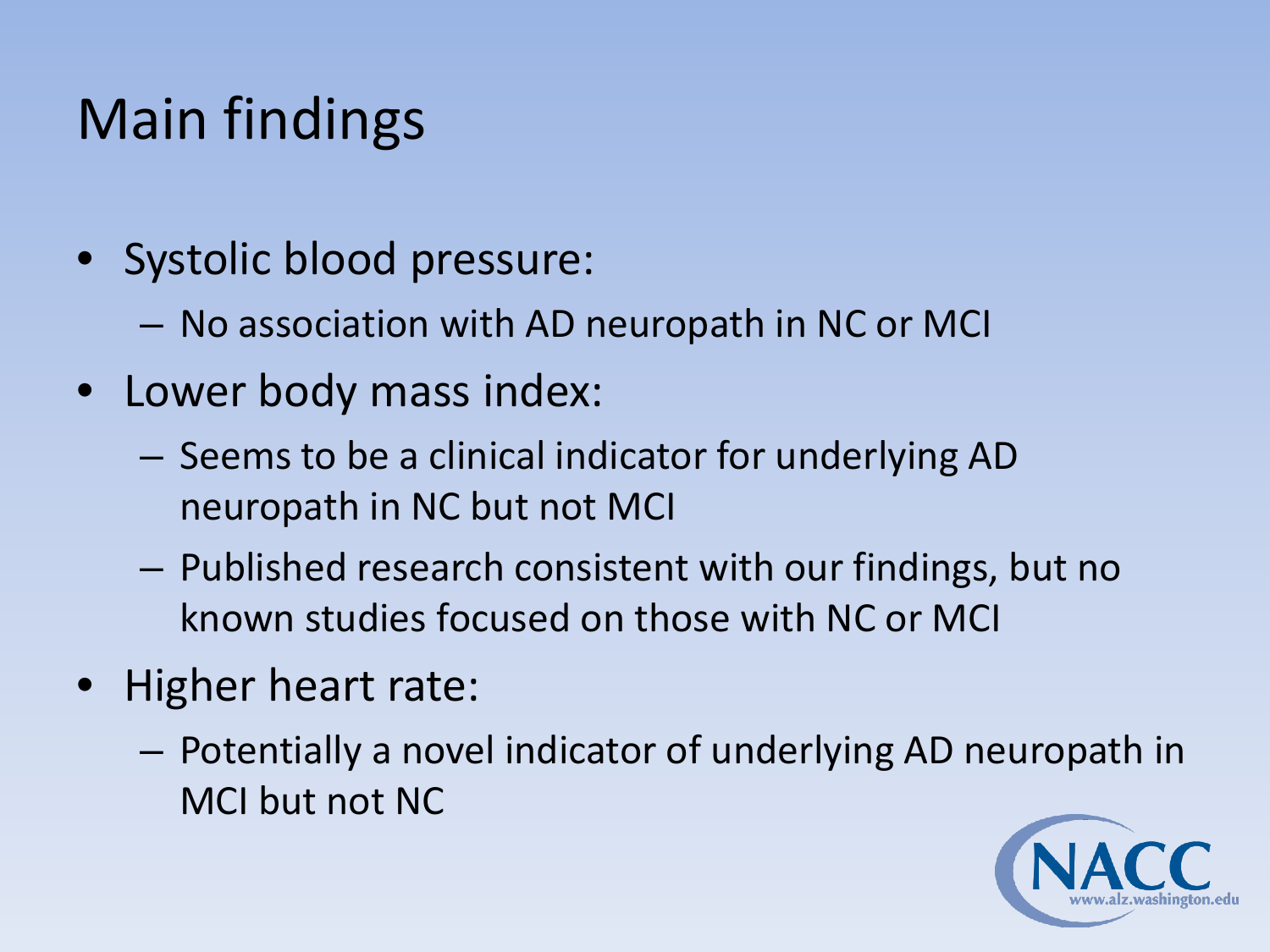# Main findings

- Systolic blood pressure:
  - No association with AD neuropath in NC or MCI
- Lower body mass index:
  - Seems to be a clinical indicator for underlying AD neuropath in NC but not MCI
  - Published research consistent with our findings, but no known studies focused on those with NC or MCI
- Higher heart rate:
  - Potentially a novel indicator of underlying AD neuropath in MCI but not NC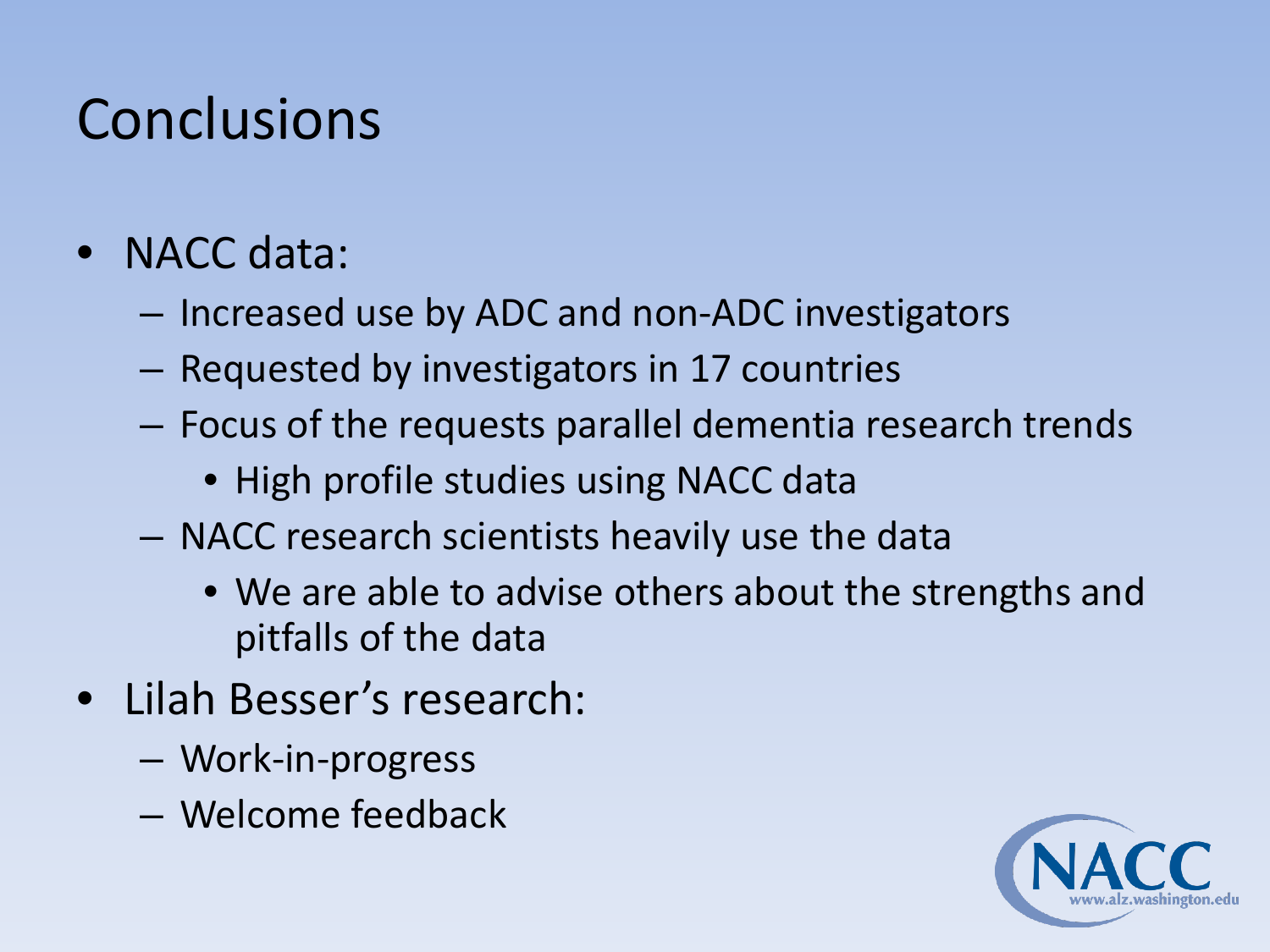# Conclusions

- NACC data:
  - Increased use by ADC and non-ADC investigators
  - Requested by investigators in 17 countries
  - Focus of the requests parallel dementia research trends
    - High profile studies using NACC data
  - NACC research scientists heavily use the data
    - We are able to advise others about the strengths and pitfalls of the data
- Lilah Besser's research:
  - Work-in-progress
  - Welcome feedback

NACC
www.alz.washington.edu